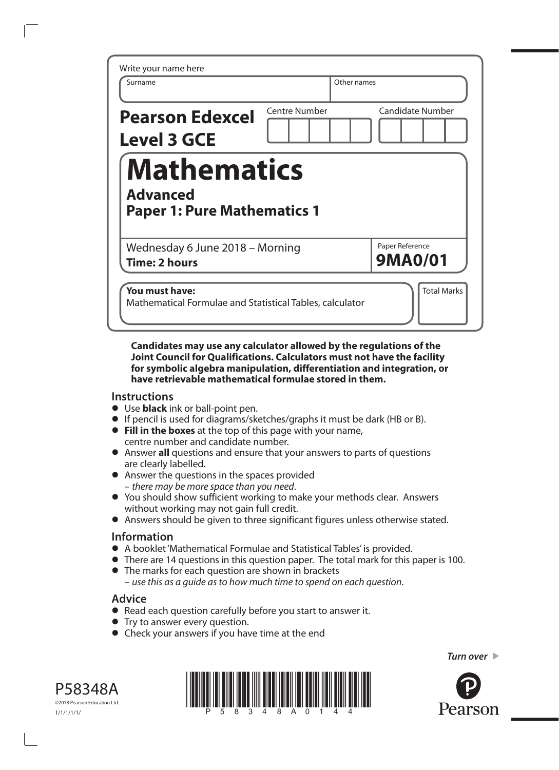Write your name here

| Surname | Other names |
| --- | --- |
| | |

**Pearson Edexcel Level 3 GCE**

| Centre Number | Candidate Number |
| --- | --- |
| | |

# Mathematics

## Advanced
## Paper 1: Pure Mathematics 1

Wednesday 6 June 2018 – Morning
**Time: 2 hours**

Paper Reference
**9MA0/01**

**You must have:**
Mathematical Formulae and Statistical Tables, calculator

Total Marks

**Candidates may use any calculator allowed by the regulations of the Joint Council for Qualifications. Calculators must not have the facility for symbolic algebra manipulation, differentiation and integration, or have retrievable mathematical formulae stored in them.**

### Instructions

- Use **black** ink or ball-point pen.
- If pencil is used for diagrams/sketches/graphs it must be dark (HB or B).
- **Fill in the boxes** at the top of this page with your name, centre number and candidate number.
- Answer **all** questions and ensure that your answers to parts of questions are clearly labelled.
- Answer the questions in the spaces provided – *there may be more space than you need*.
- You should show sufficient working to make your methods clear. Answers without working may not gain full credit.
- Answers should be given to three significant figures unless otherwise stated.

### Information

- A booklet 'Mathematical Formulae and Statistical Tables' is provided.
- There are 14 questions in this question paper. The total mark for this paper is 100.
- The marks for each question are shown in brackets – *use this as a guide as to how much time to spend on each question*.

### Advice

- Read each question carefully before you start to answer it.
- Try to answer every question.
- Check your answers if you have time at the end

*Turn over*

P58348A
©2018 Pearson Education Ltd.
1/1/1/1/1/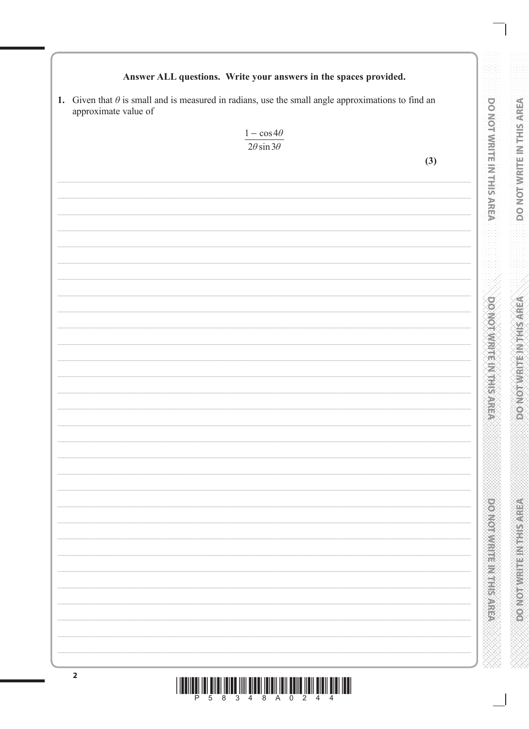**Answer ALL questions. Write your answers in the spaces provided.**

**1.** Given that $\theta$ is small and is measured in radians, use the small angle approximations to find an approximate value of

$$\frac{1 - \cos 4\theta}{2\theta \sin 3\theta}$$

**(3)**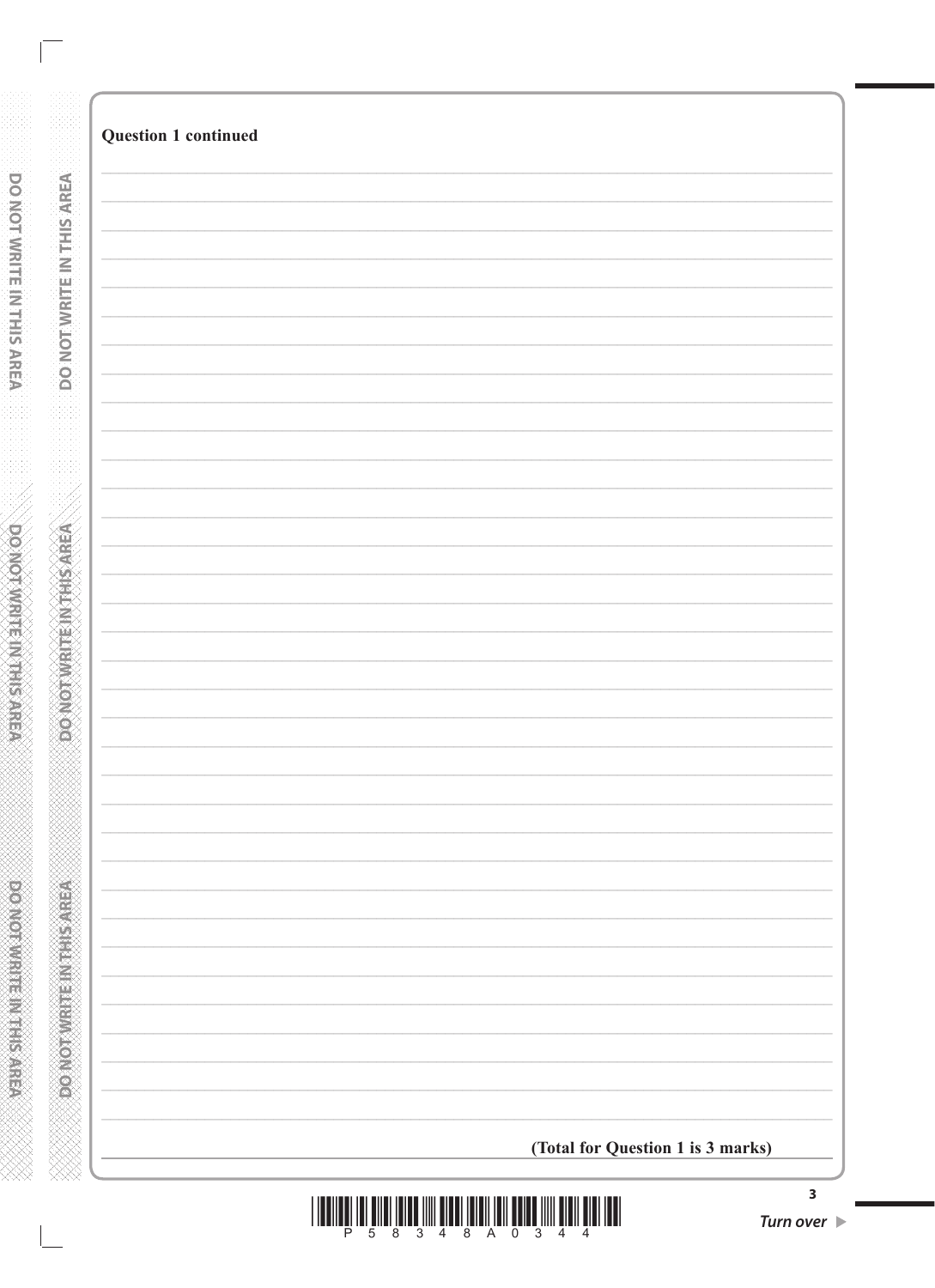**Question 1 continued**

**(Total for Question 1 is 3 marks)**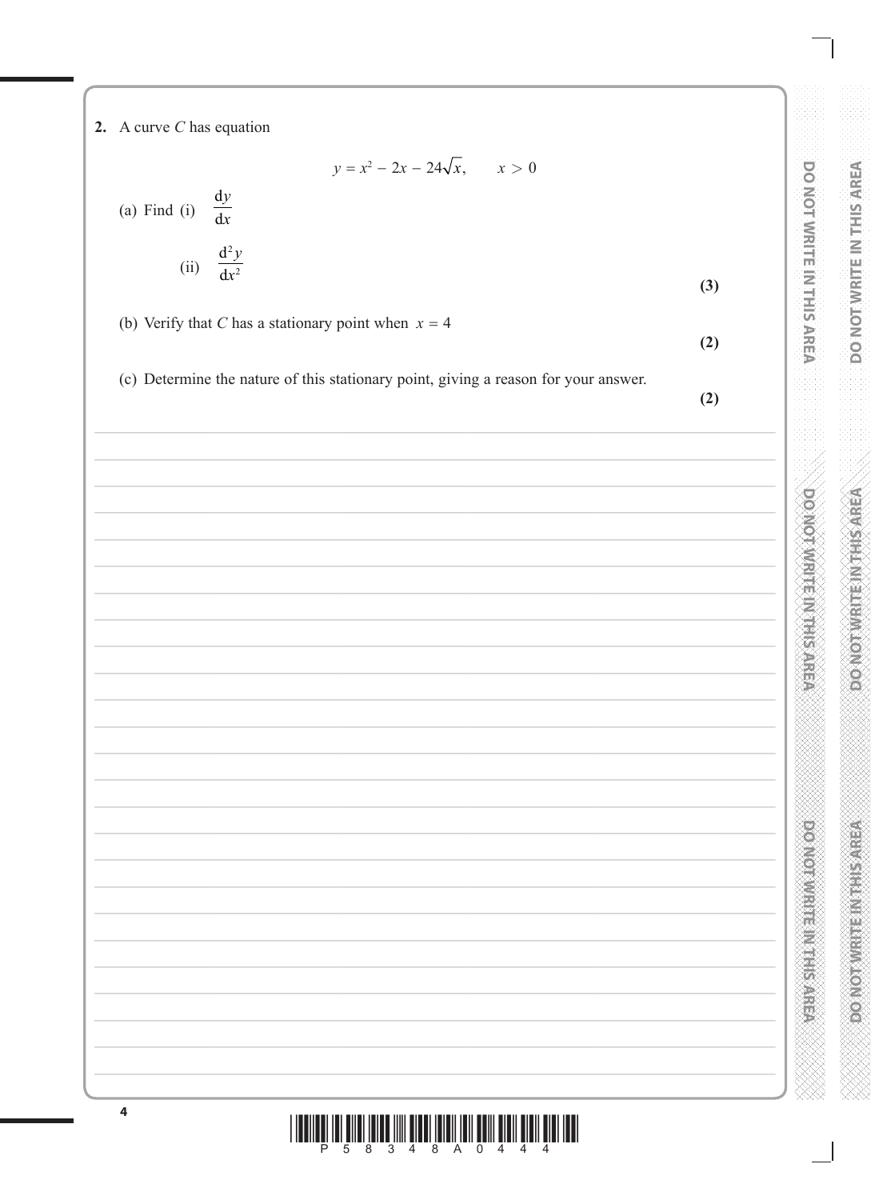**2.** A curve $C$ has equation

$$y = x^2 - 2x - 24\sqrt{x}, \qquad x > 0$$

(a) Find (i) $\dfrac{dy}{dx}$

(ii) $\dfrac{d^2y}{dx^2}$

**(3)**

(b) Verify that $C$ has a stationary point when $x = 4$

**(2)**

(c) Determine the nature of this stationary point, giving a reason for your answer.

**(2)**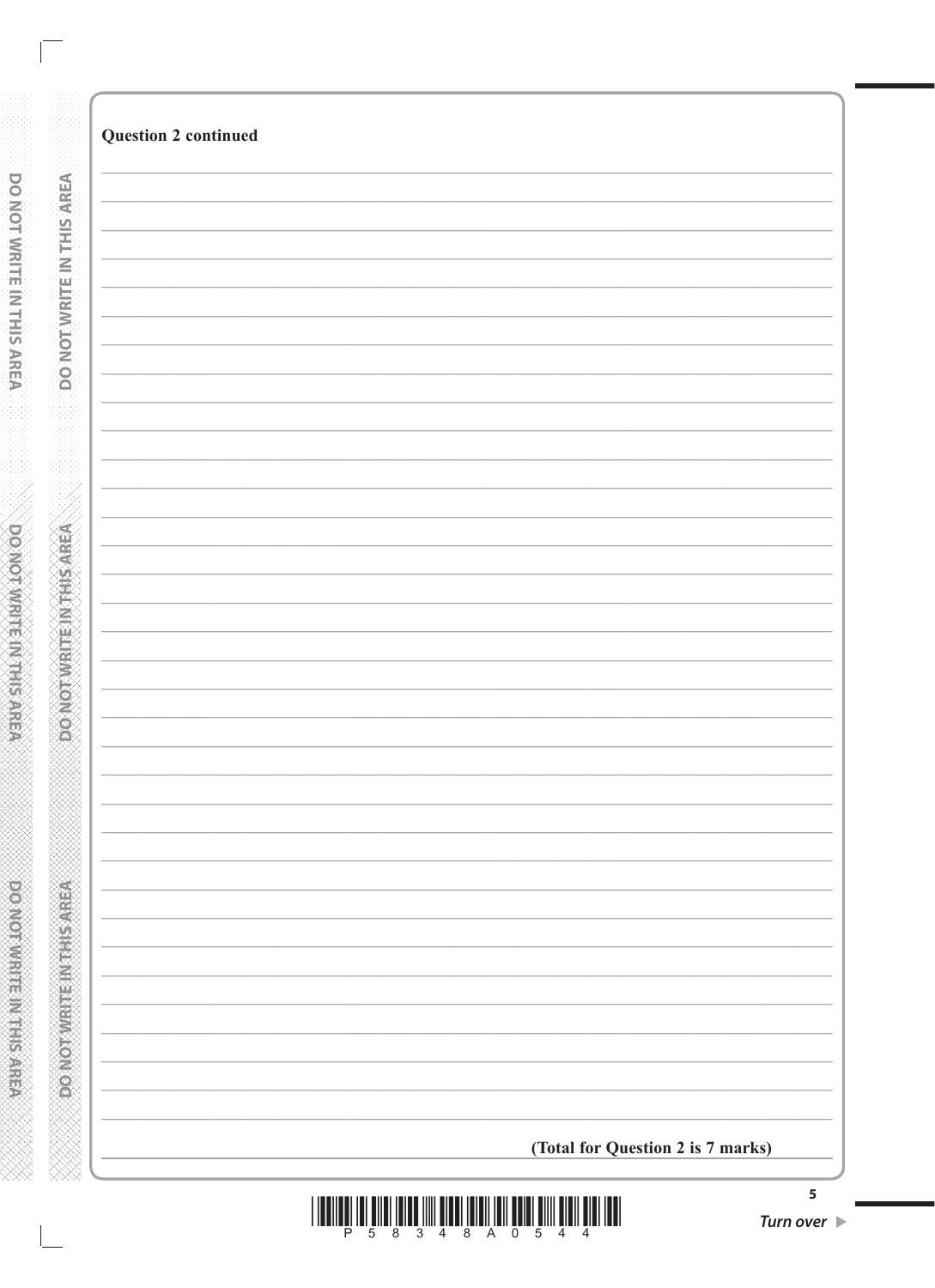**Question 2 continued**

**(Total for Question 2 is 7 marks)**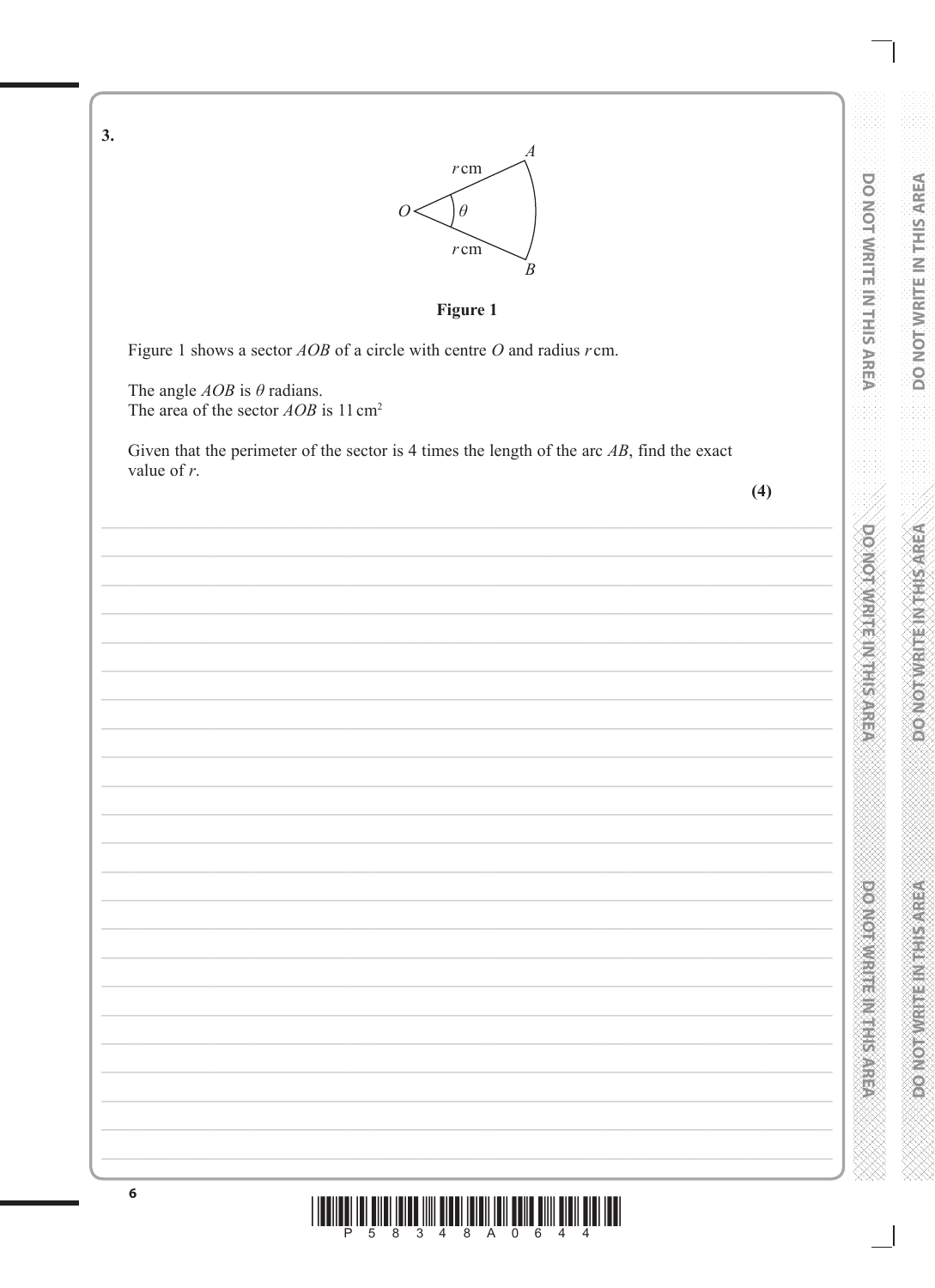**3.**

Figure 1

Figure 1 shows a sector $AOB$ of a circle with centre $O$ and radius $r$ cm.

The angle $AOB$ is $\theta$ radians.
The area of the sector $AOB$ is $11\,\text{cm}^2$

Given that the perimeter of the sector is 4 times the length of the arc $AB$, find the exact value of $r$.

**(4)**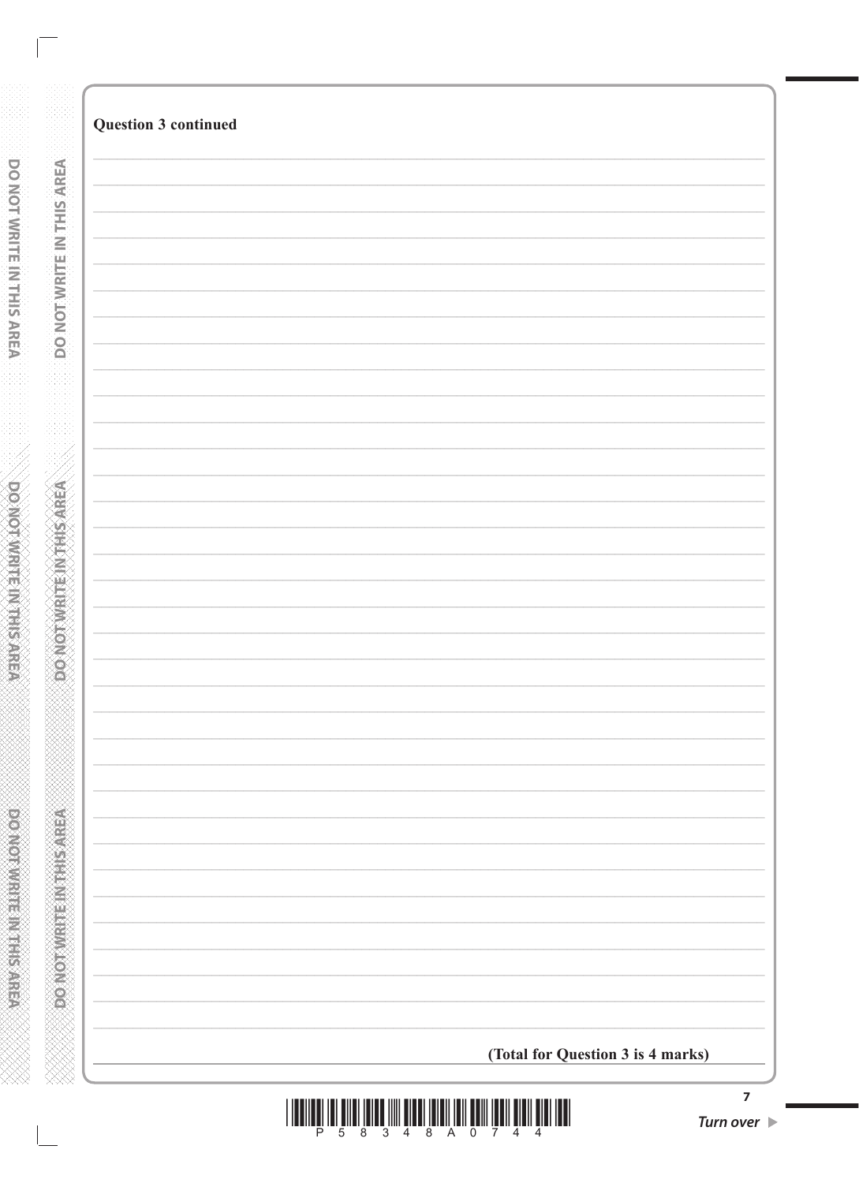**Question 3 continued**

**(Total for Question 3 is 4 marks)**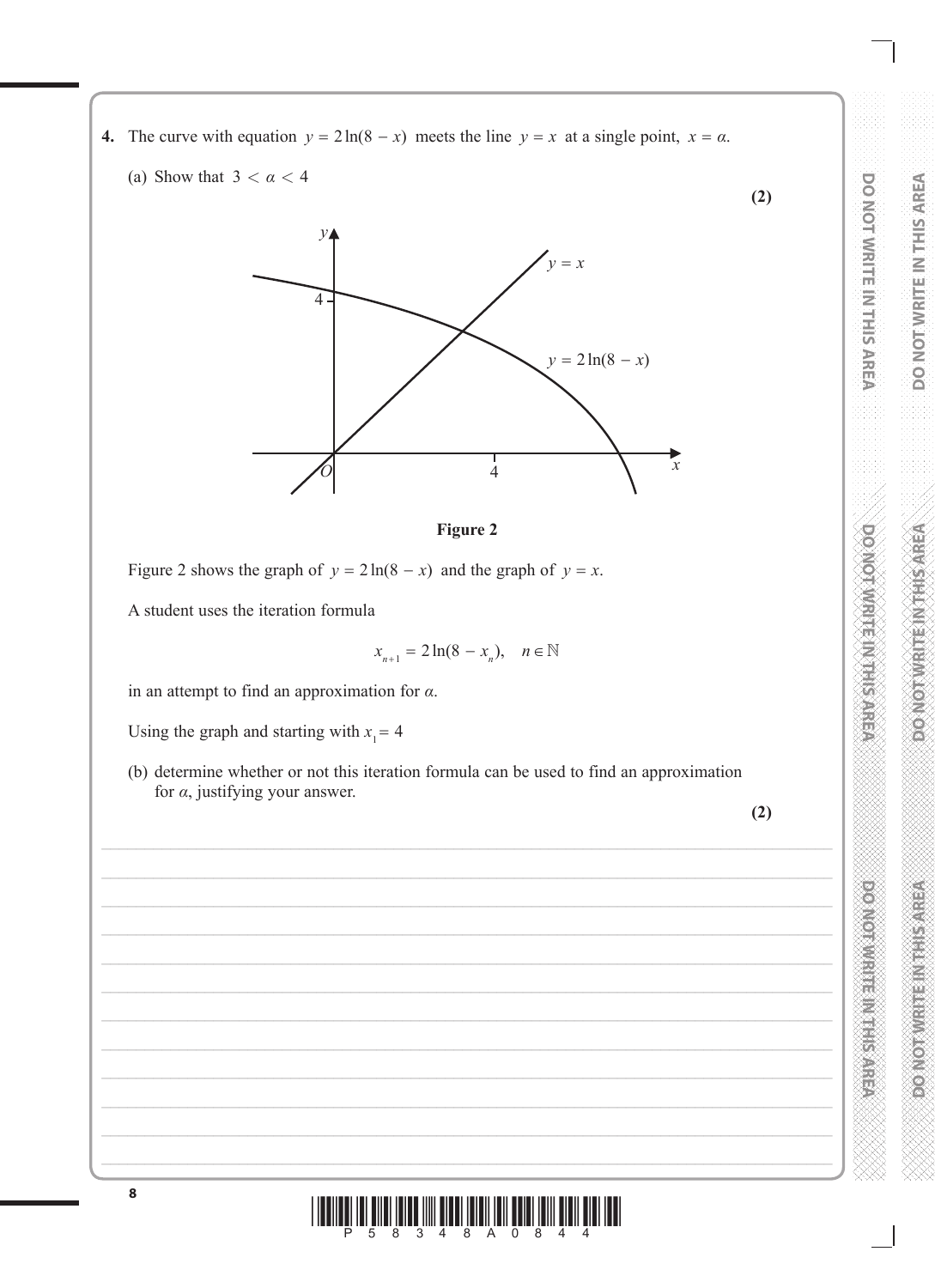**4.** The curve with equation $y = 2\ln(8 - x)$ meets the line $y = x$ at a single point, $x = \alpha$.

(a) Show that $3 < \alpha < 4$

**(2)**

**Figure 2**

Figure 2 shows the graph of $y = 2\ln(8 - x)$ and the graph of $y = x$.

A student uses the iteration formula

$$x_{n+1} = 2\ln(8 - x_n), \quad n \in \mathbb{N}$$

in an attempt to find an approximation for $\alpha$.

Using the graph and starting with $x_1 = 4$

(b) determine whether or not this iteration formula can be used to find an approximation for $\alpha$, justifying your answer.

**(2)**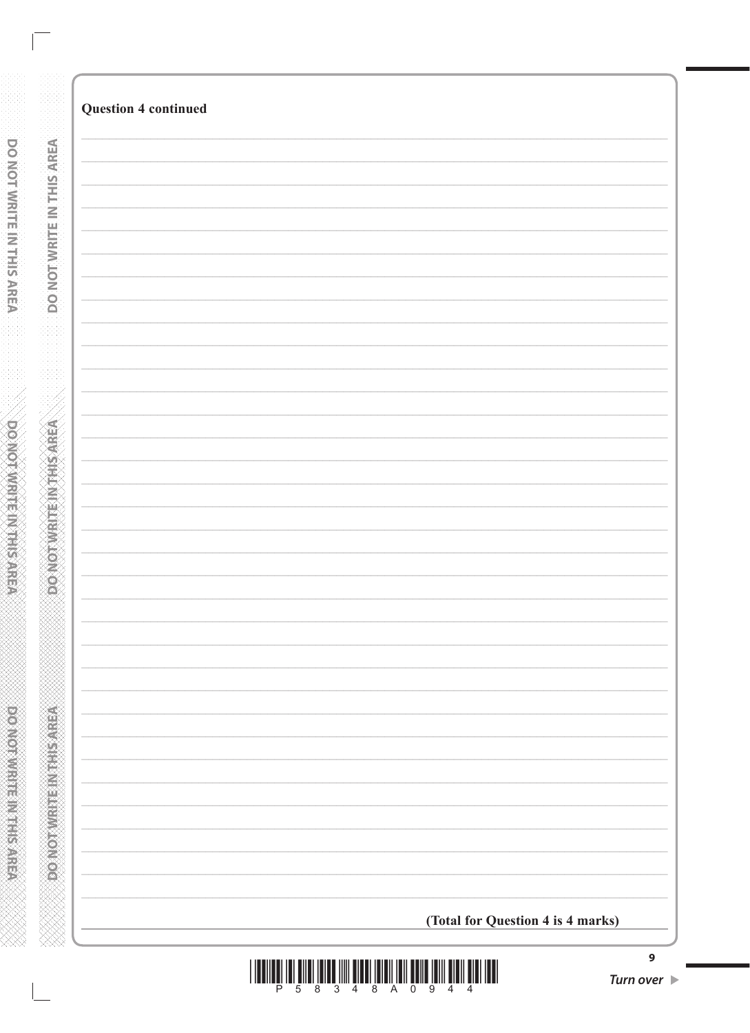**Question 4 continued**

**(Total for Question 4 is 4 marks)**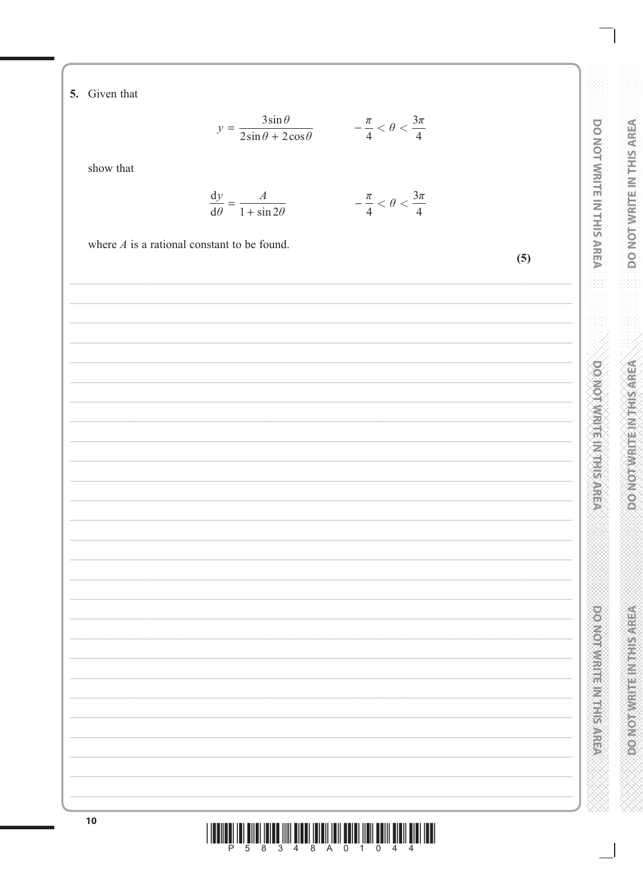5. Given that

$$y = \frac{3\sin\theta}{2\sin\theta + 2\cos\theta} \qquad -\frac{\pi}{4} < \theta < \frac{3\pi}{4}$$

show that

$$\frac{dy}{d\theta} = \frac{A}{1 + \sin 2\theta} \qquad -\frac{\pi}{4} < \theta < \frac{3\pi}{4}$$

where $A$ is a rational constant to be found.

**(5)**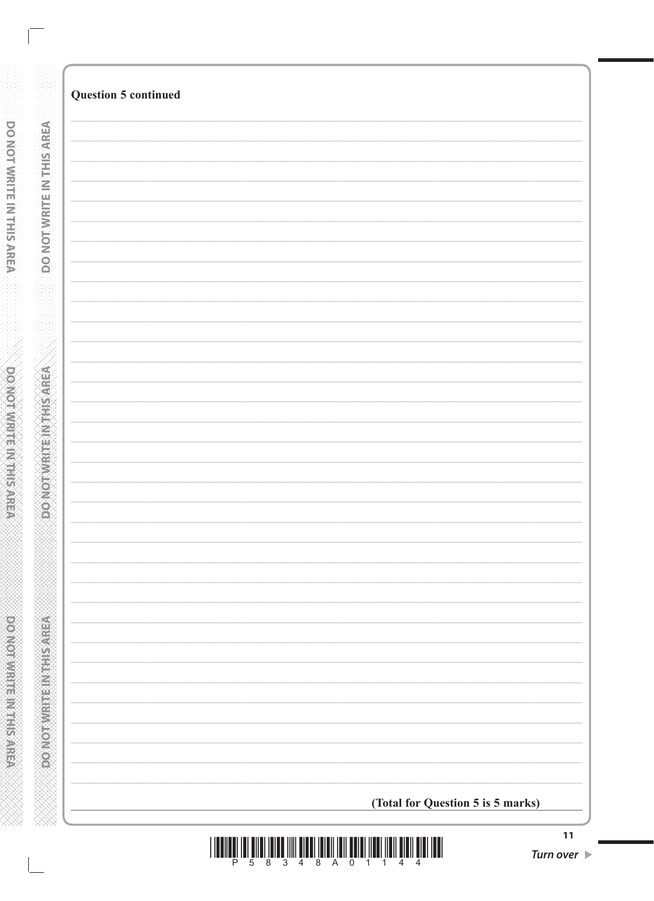**Question 5 continued**

**(Total for Question 5 is 5 marks)**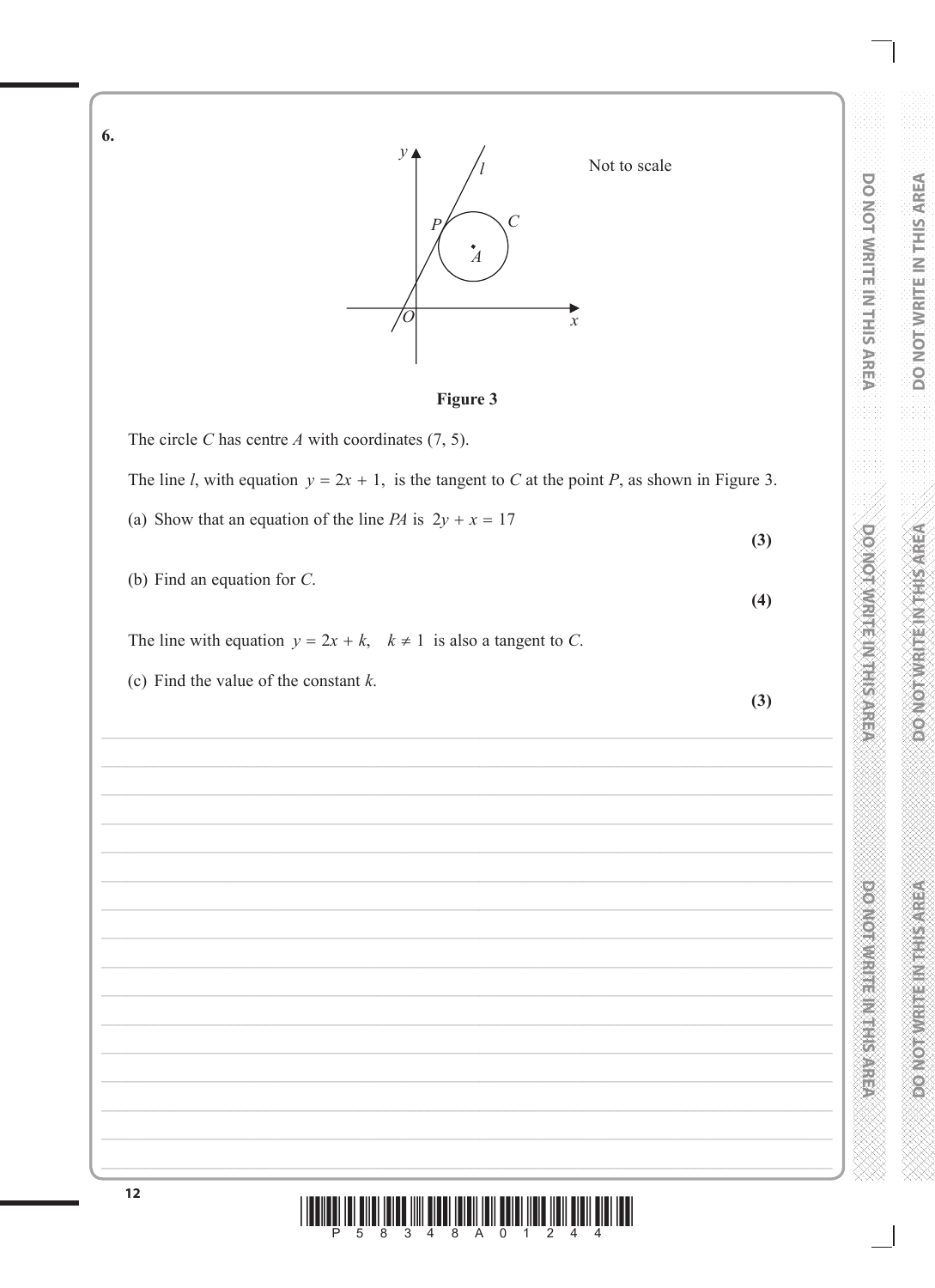**6.**

Not to scale

**Figure 3**

The circle $C$ has centre $A$ with coordinates $(7, 5)$.

The line $l$, with equation $y = 2x + 1$, is the tangent to $C$ at the point $P$, as shown in Figure 3.

(a) Show that an equation of the line $PA$ is $2y + x = 17$

**(3)**

(b) Find an equation for $C$.

**(4)**

The line with equation $y = 2x + k$, $k \neq 1$ is also a tangent to $C$.

(c) Find the value of the constant $k$.

**(3)**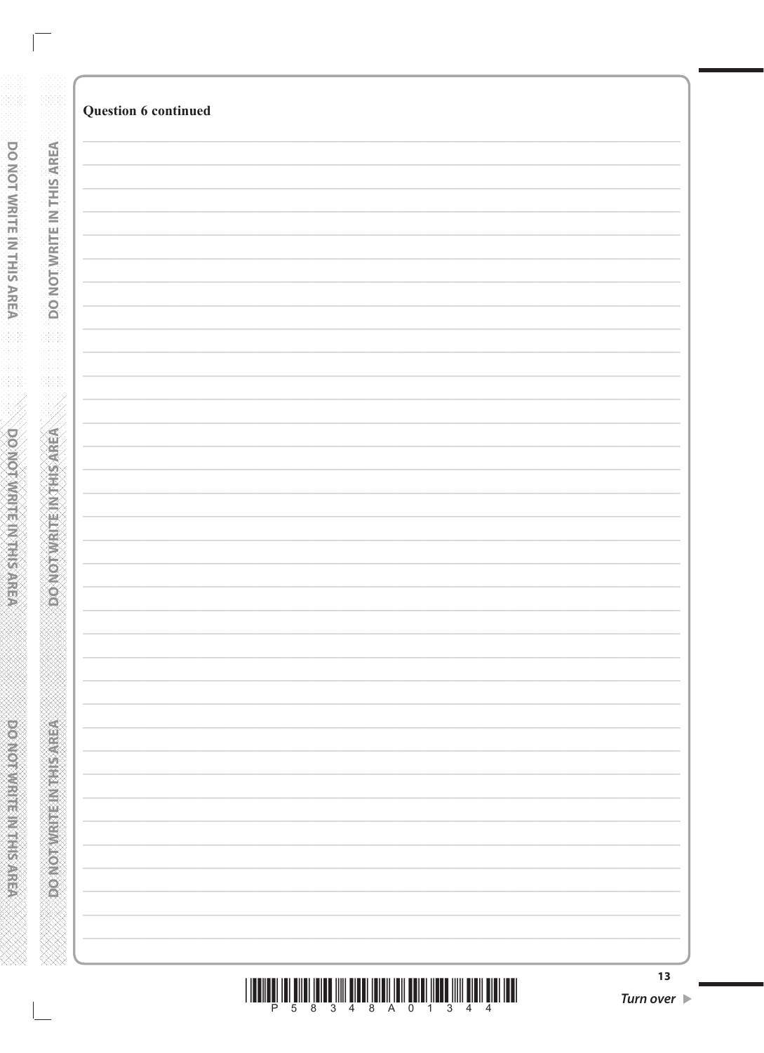**Question 6 continued**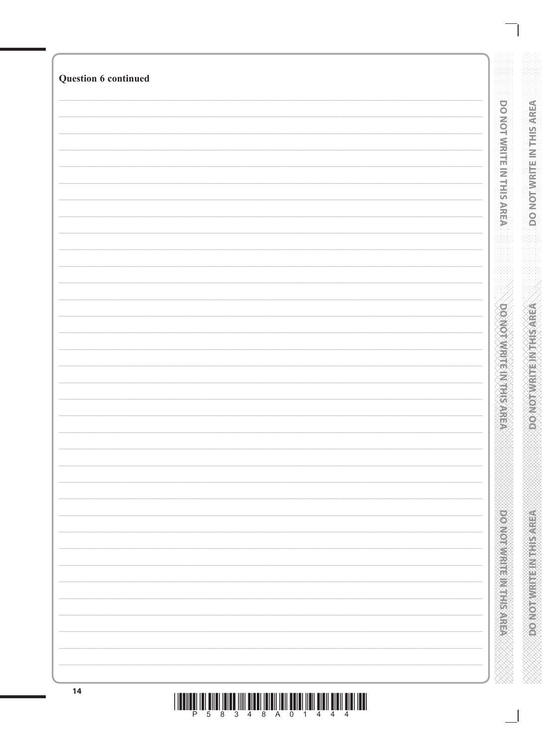**Question 6 continued**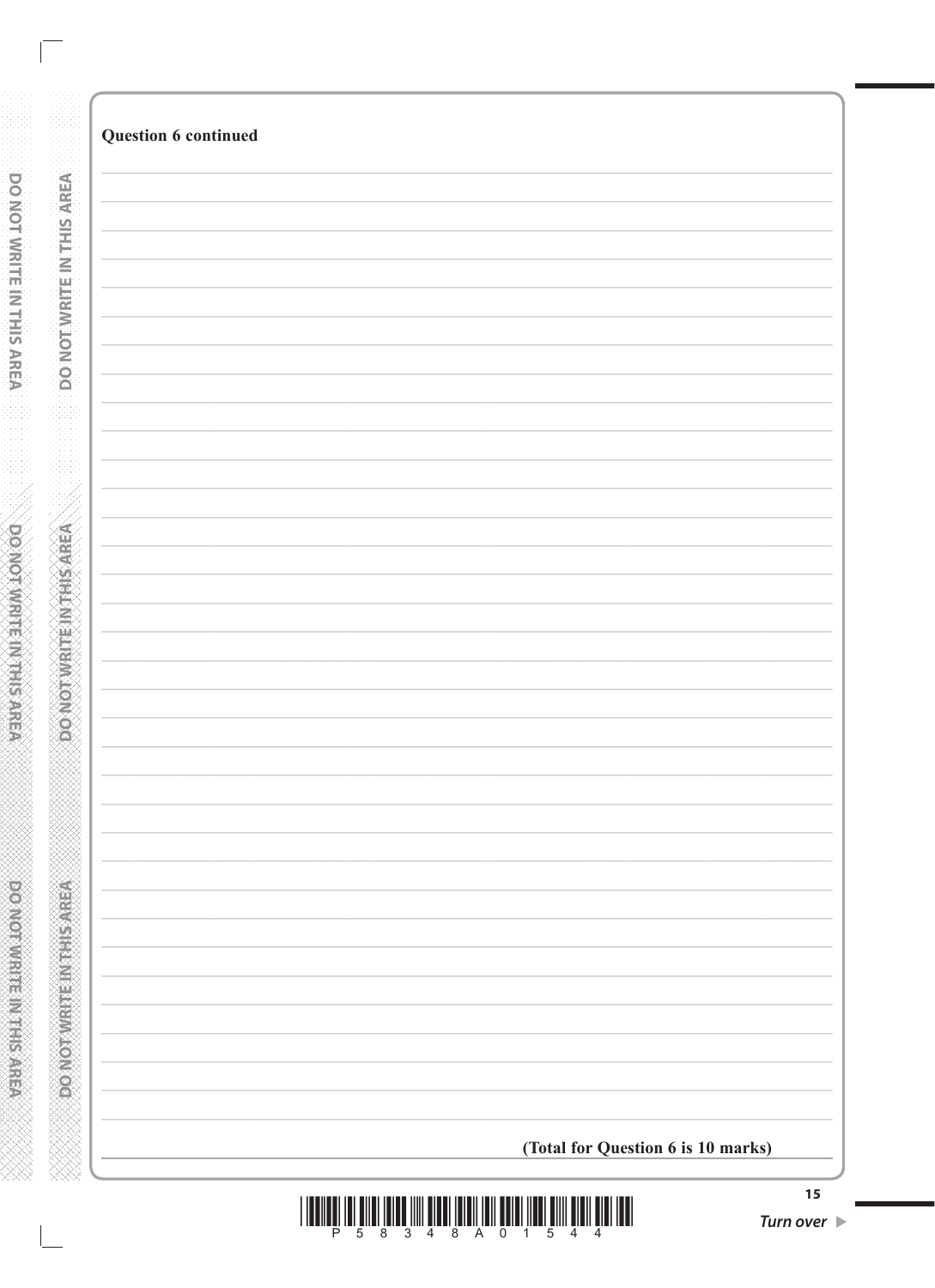**Question 6 continued**

**(Total for Question 6 is 10 marks)**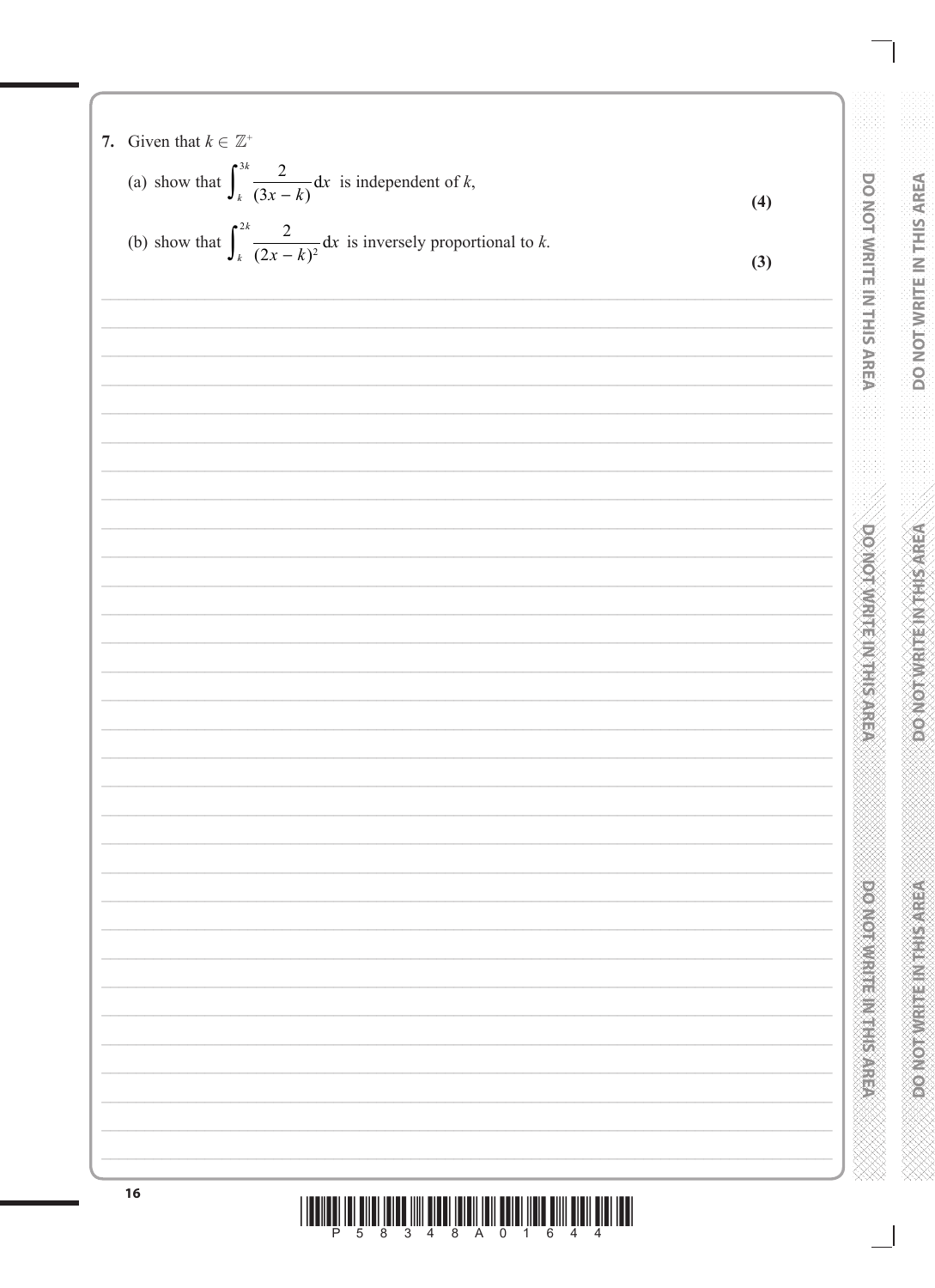7. Given that $k \in \mathbb{Z}^+$

(a) show that $\displaystyle\int_k^{3k} \frac{2}{(3x - k)} \, dx$ is independent of $k$,

**(4)**

(b) show that $\displaystyle\int_k^{2k} \frac{2}{(2x - k)^2} \, dx$ is inversely proportional to $k$.

**(3)**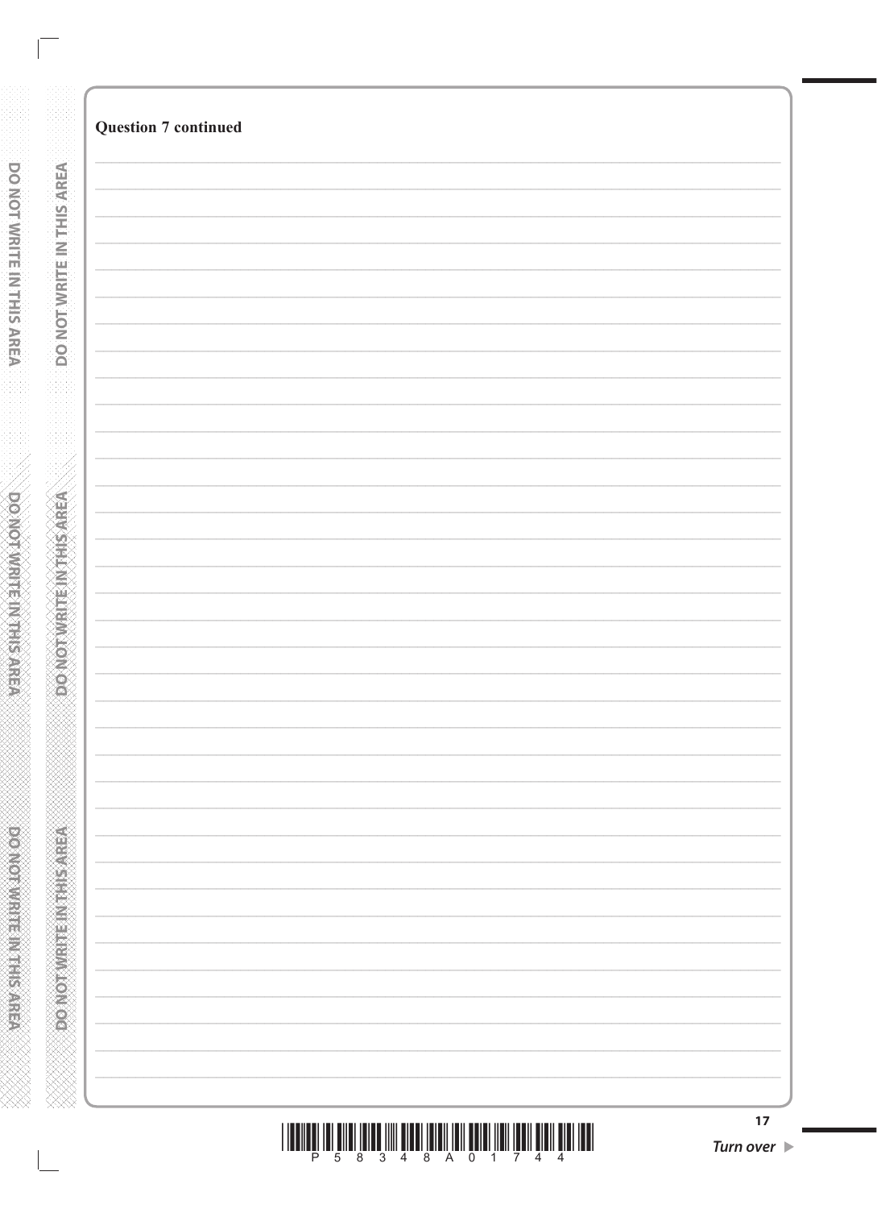**Question 7 continued**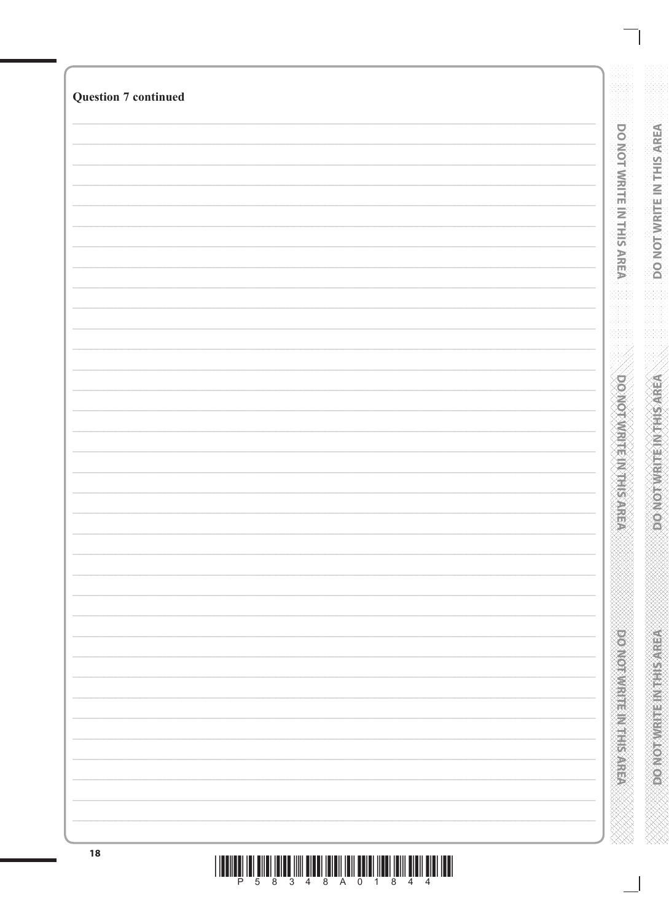**Question 7 continued**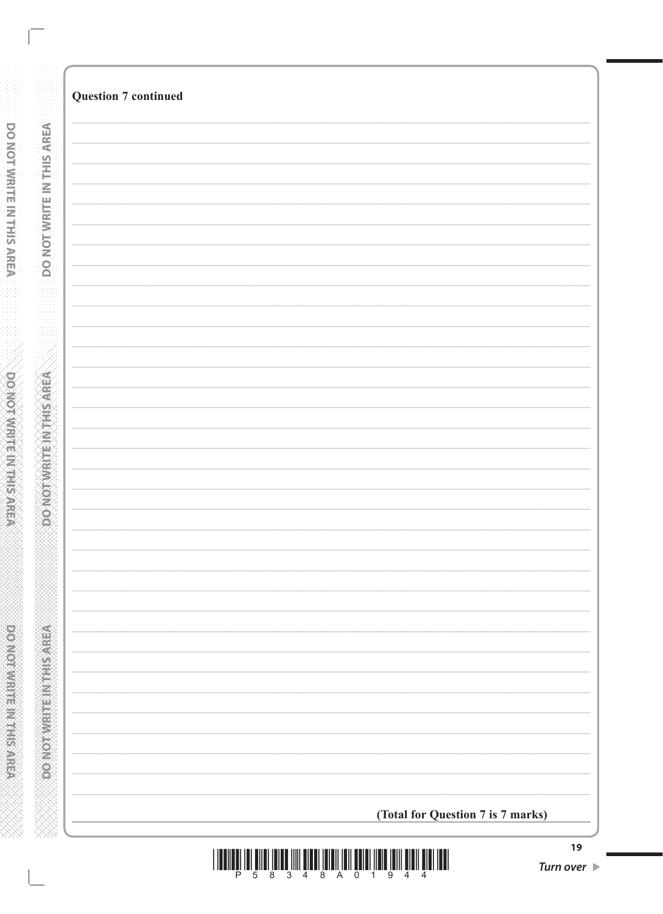**Question 7 continued**

**(Total for Question 7 is 7 marks)**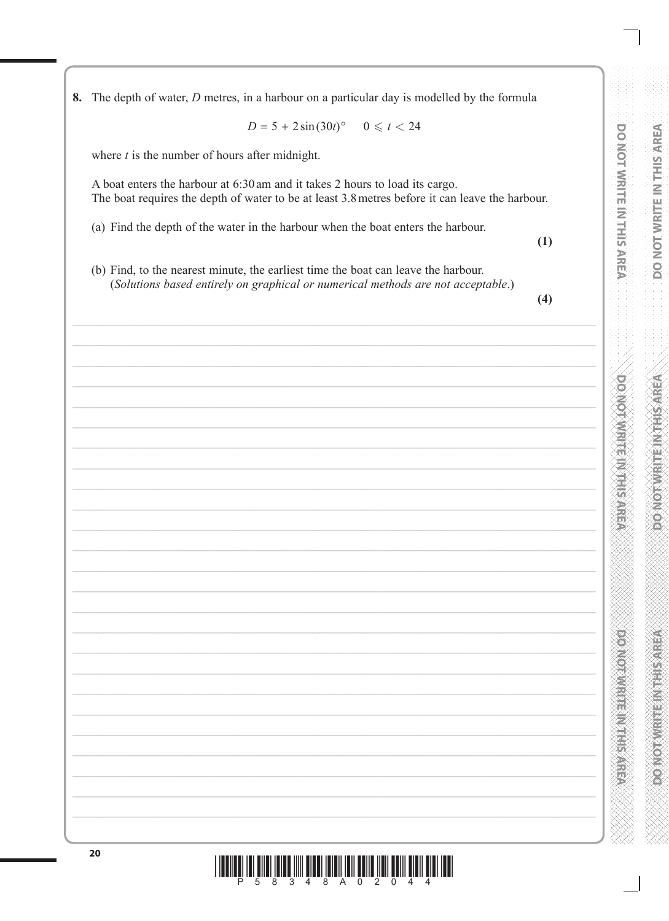**8.** The depth of water, $D$ metres, in a harbour on a particular day is modelled by the formula

$$D = 5 + 2\sin(30t)^\circ \quad 0 \leqslant t < 24$$

where $t$ is the number of hours after midnight.

A boat enters the harbour at 6:30 am and it takes 2 hours to load its cargo.
The boat requires the depth of water to be at least 3.8 metres before it can leave the harbour.

(a) Find the depth of the water in the harbour when the boat enters the harbour.

**(1)**

(b) Find, to the nearest minute, the earliest time the boat can leave the harbour.
(*Solutions based entirely on graphical or numerical methods are not acceptable*.)

**(4)**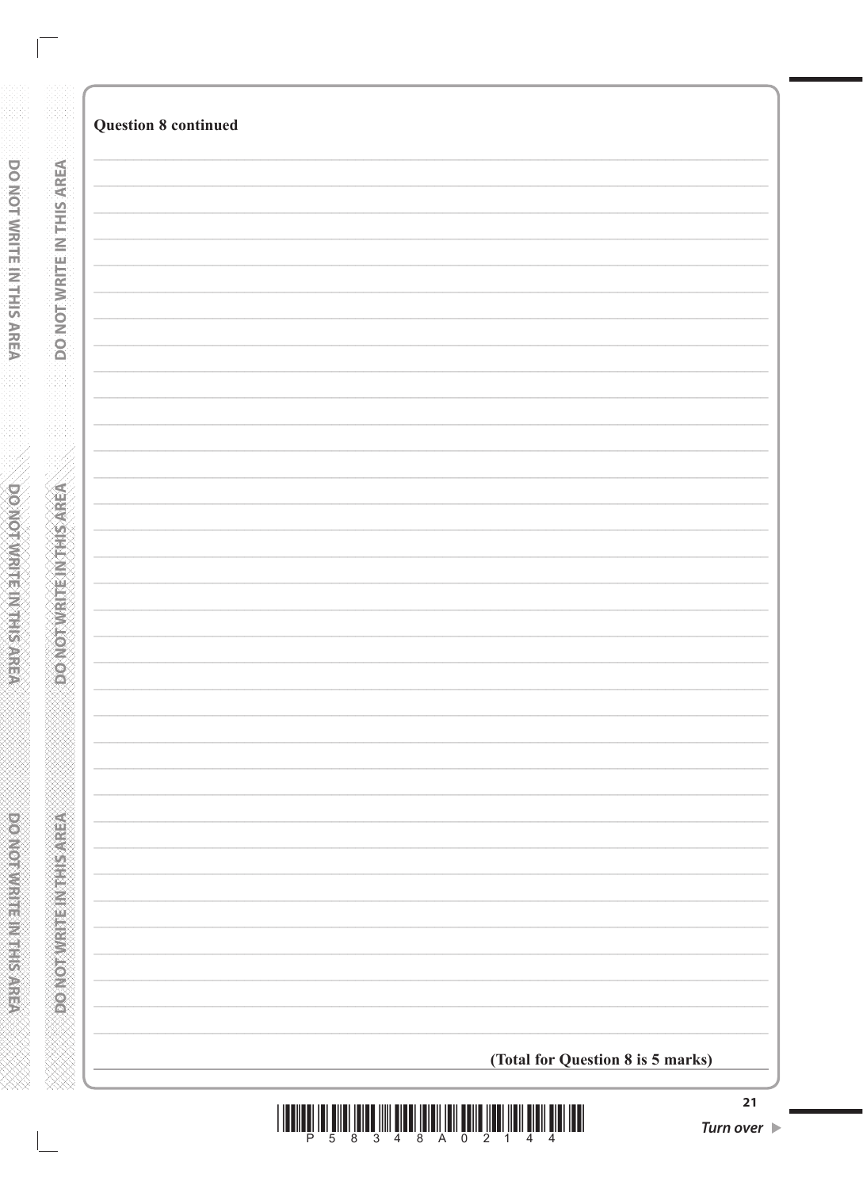**Question 8 continued**

**(Total for Question 8 is 5 marks)**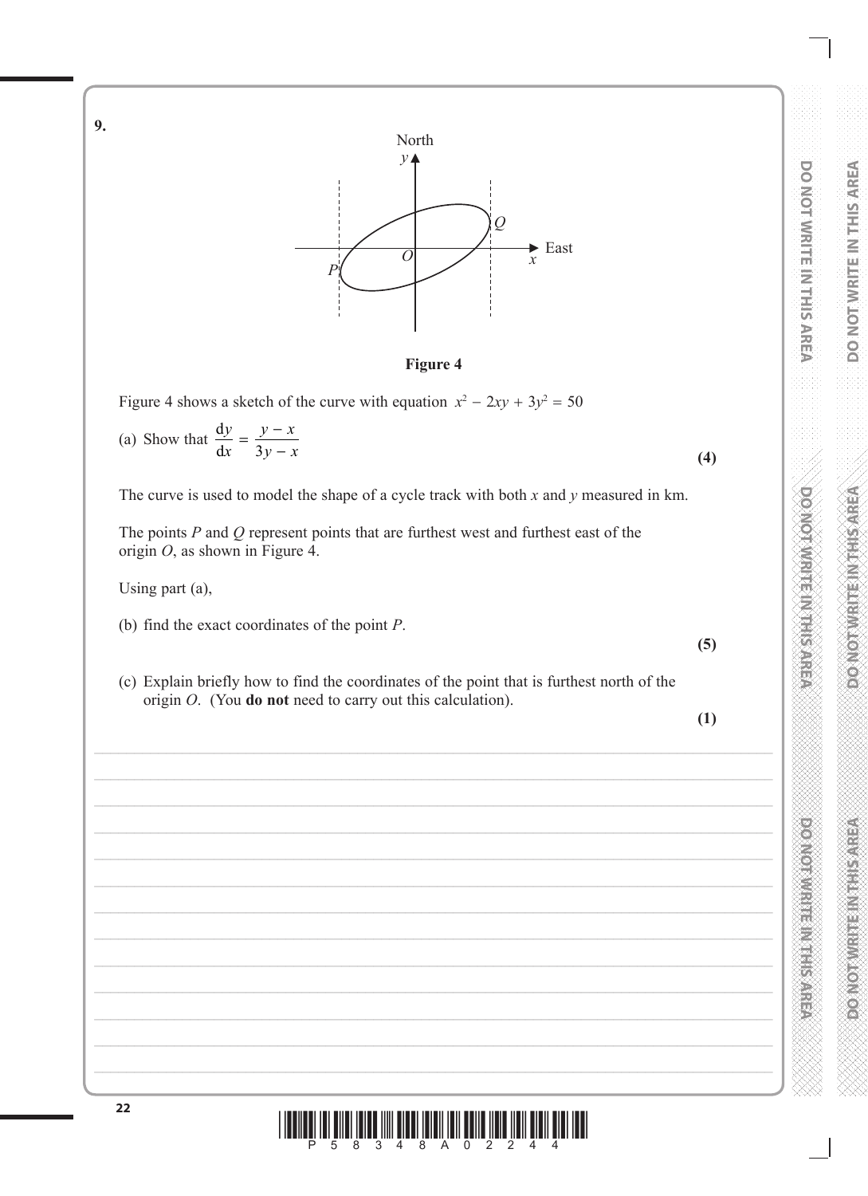**9.**

**Figure 4**

Figure 4 shows a sketch of the curve with equation $x^2 - 2xy + 3y^2 = 50$

(a) Show that $\dfrac{dy}{dx} = \dfrac{y - x}{3y - x}$ **(4)**

The curve is used to model the shape of a cycle track with both $x$ and $y$ measured in km.

The points $P$ and $Q$ represent points that are furthest west and furthest east of the origin $O$, as shown in Figure 4.

Using part (a),

(b) find the exact coordinates of the point $P$. **(5)**

(c) Explain briefly how to find the coordinates of the point that is furthest north of the origin $O$. (You **do not** need to carry out this calculation). **(1)**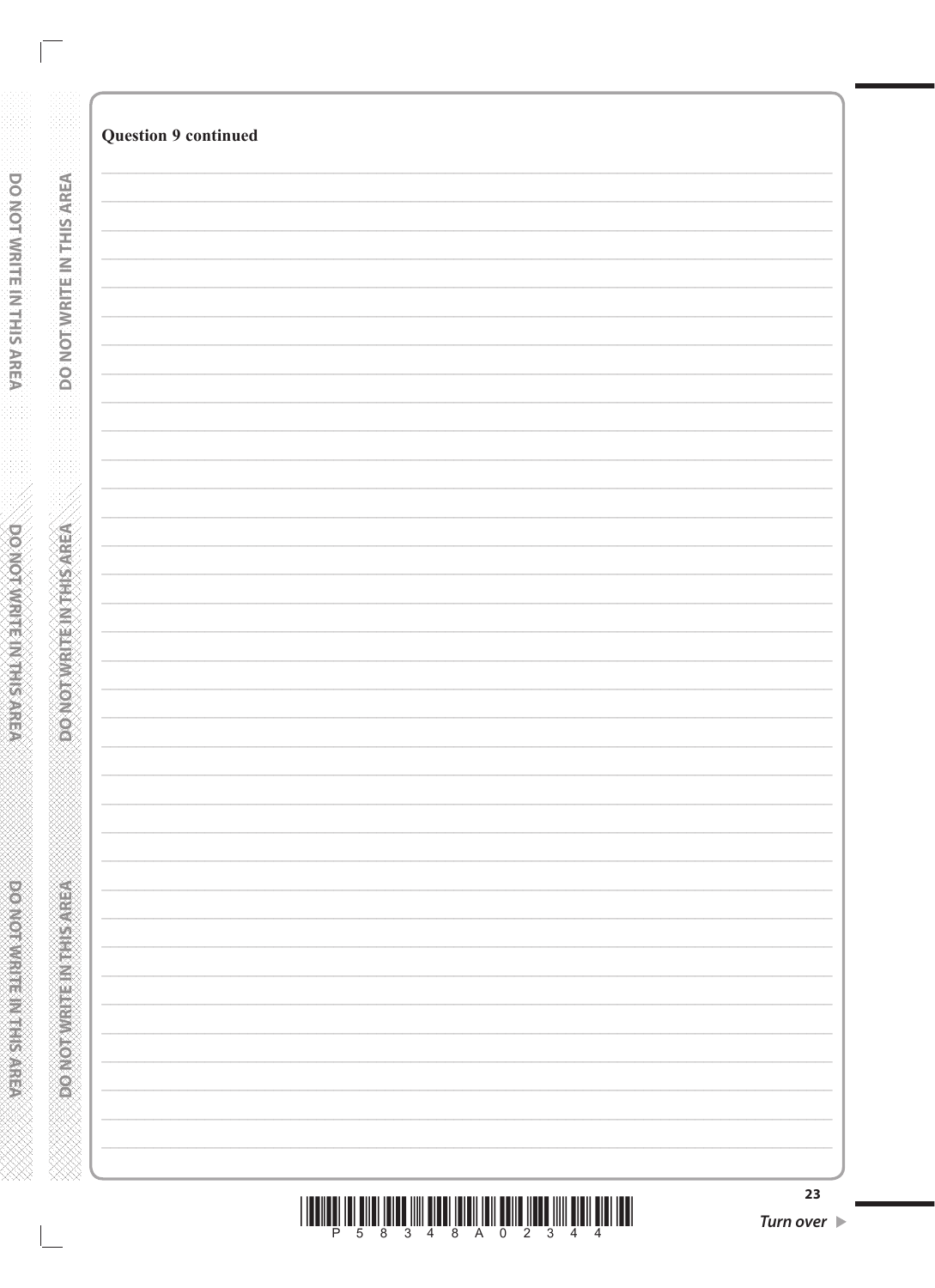**Question 9 continued**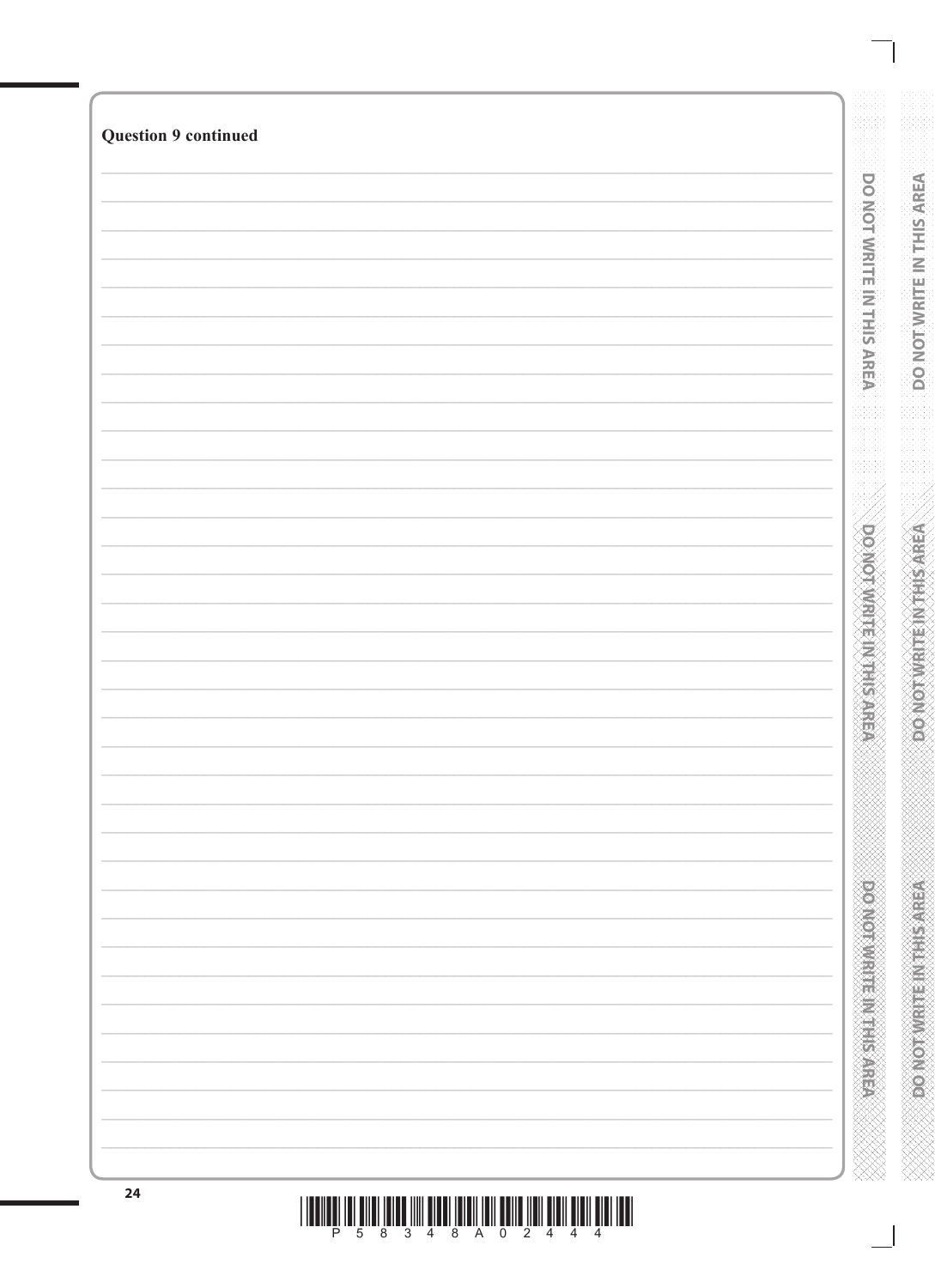**Question 9 continued**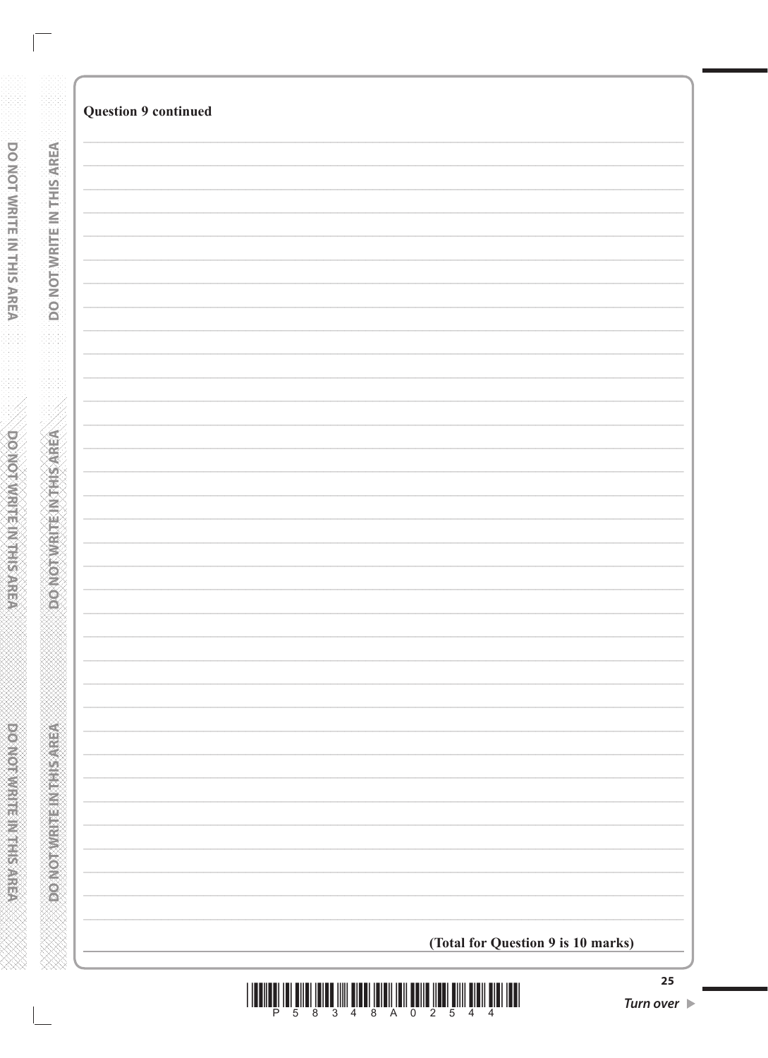**Question 9 continued**

**(Total for Question 9 is 10 marks)**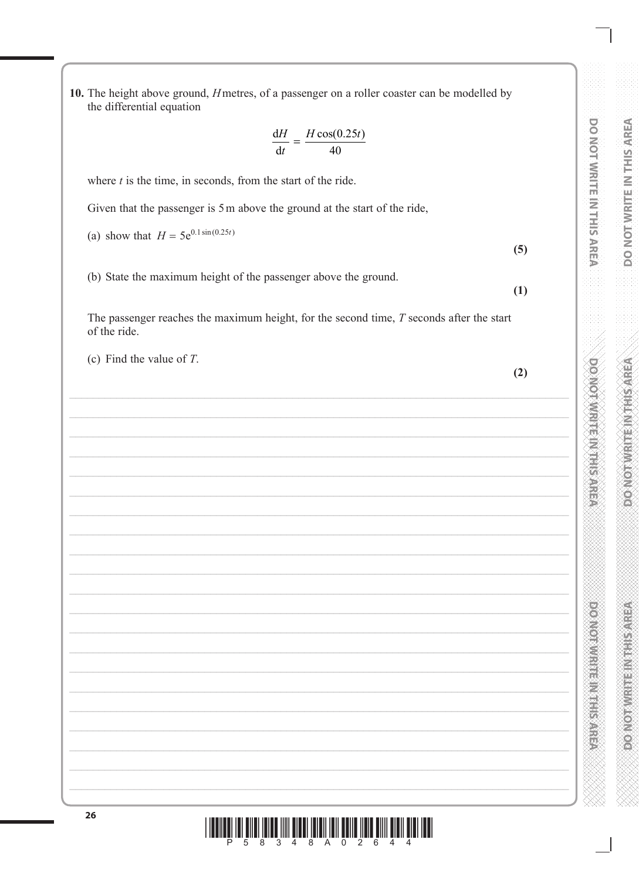**10.** The height above ground, $H$ metres, of a passenger on a roller coaster can be modelled by the differential equation

$$\frac{dH}{dt} = \frac{H\cos(0.25t)}{40}$$

where $t$ is the time, in seconds, from the start of the ride.

Given that the passenger is 5 m above the ground at the start of the ride,

(a) show that $H = 5e^{0.1\sin(0.25t)}$

**(5)**

(b) State the maximum height of the passenger above the ground.

**(1)**

The passenger reaches the maximum height, for the second time, $T$ seconds after the start of the ride.

(c) Find the value of $T$.

**(2)**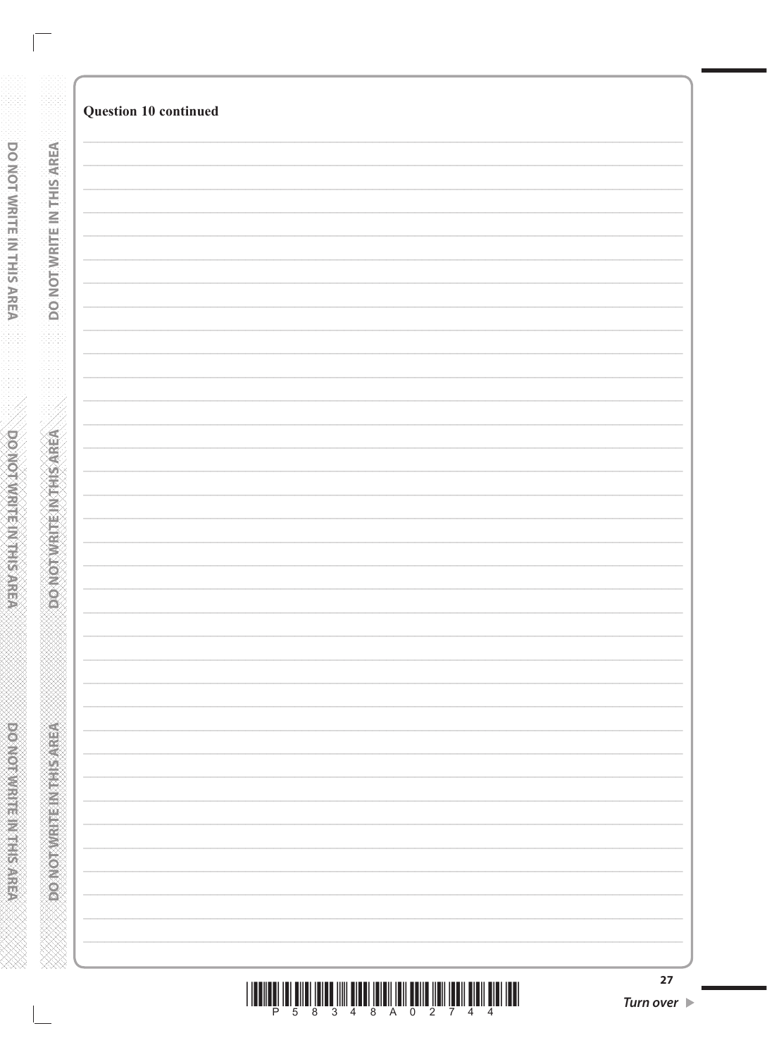**Question 10 continued**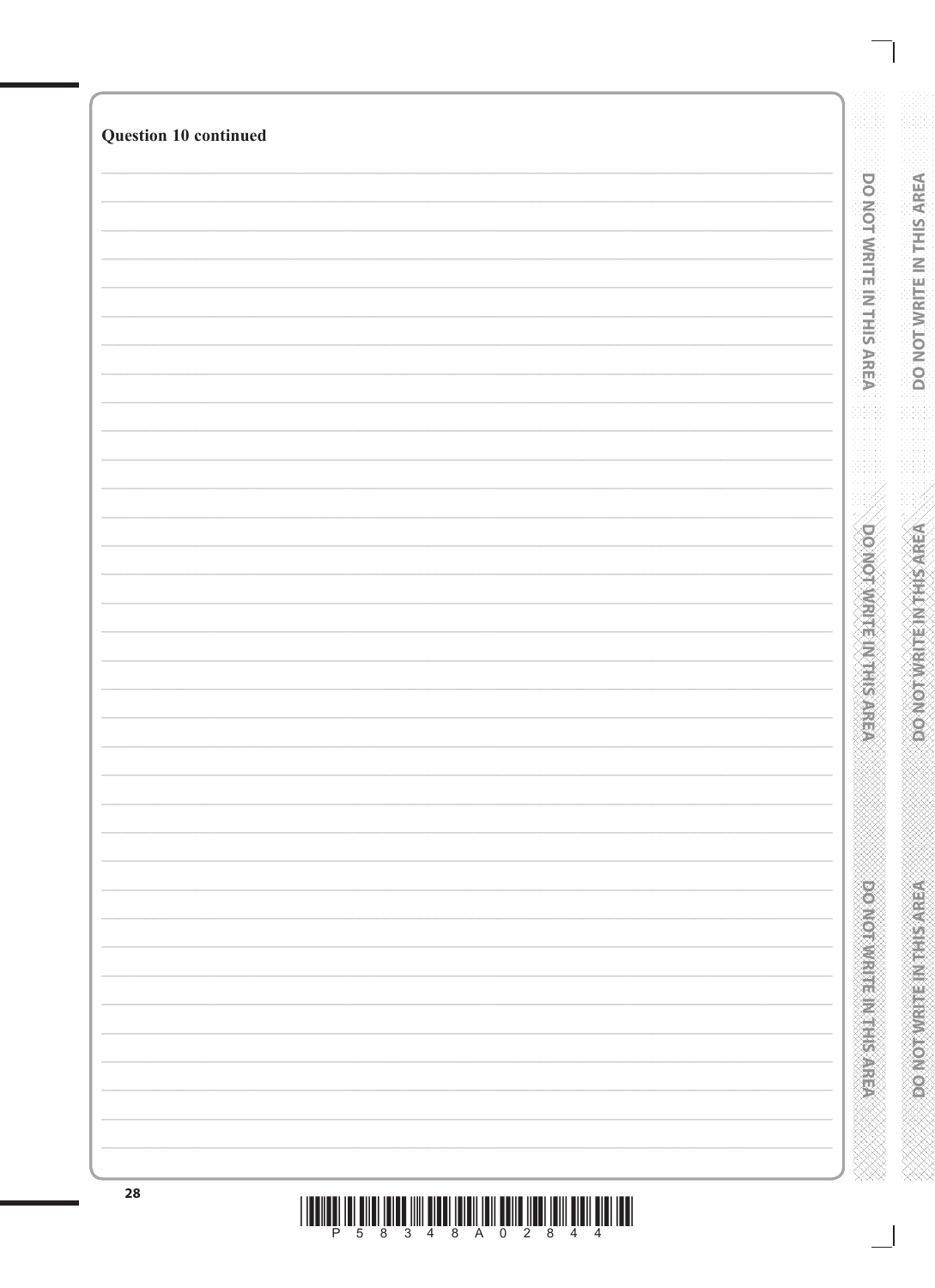**Question 10 continued**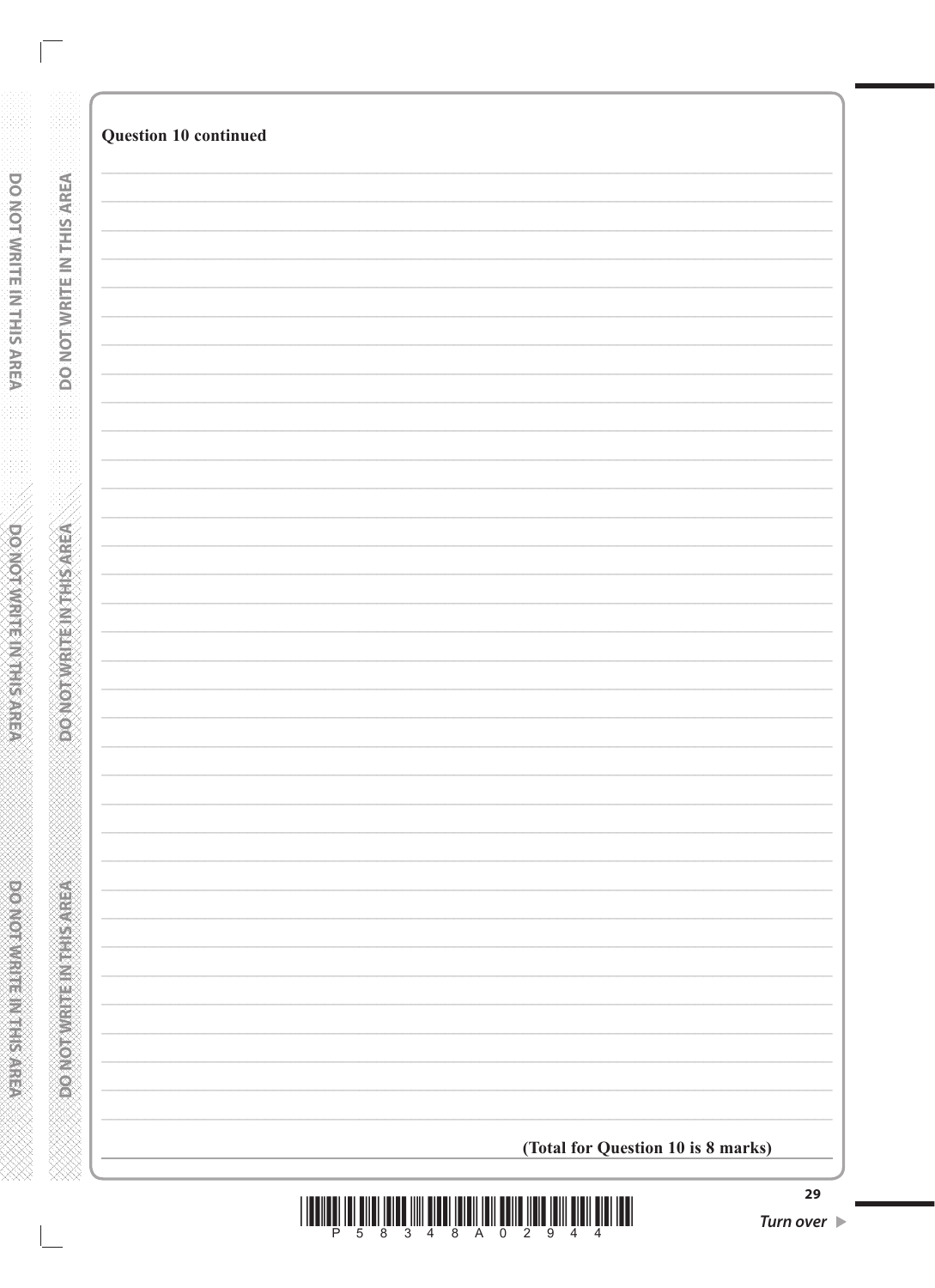**Question 10 continued**

**(Total for Question 10 is 8 marks)**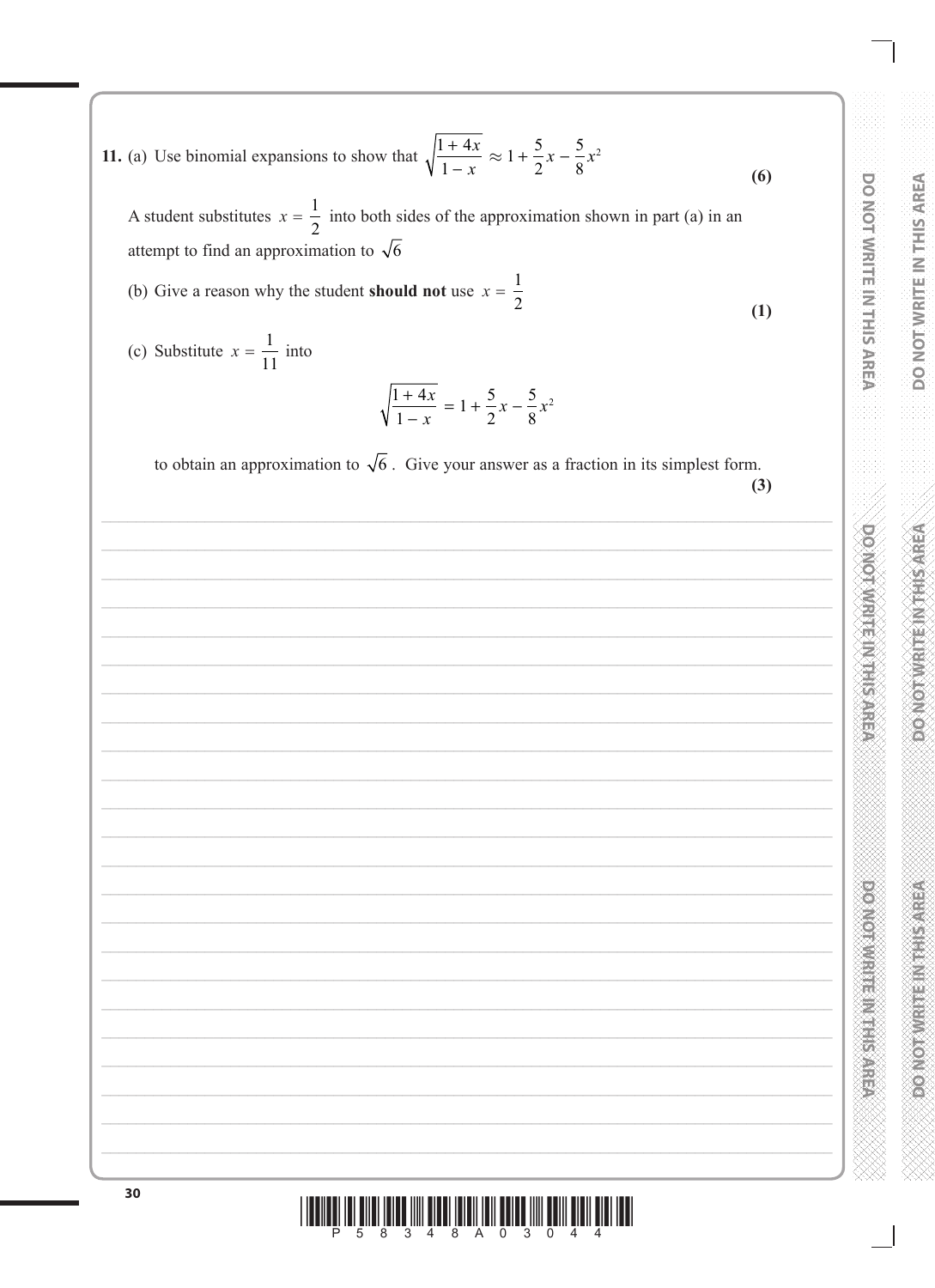**11.** (a) Use binomial expansions to show that $\sqrt{\dfrac{1+4x}{1-x}} \approx 1 + \dfrac{5}{2}x - \dfrac{5}{8}x^2$

**(6)**

A student substitutes $x = \dfrac{1}{2}$ into both sides of the approximation shown in part (a) in an attempt to find an approximation to $\sqrt{6}$

(b) Give a reason why the student **should not** use $x = \dfrac{1}{2}$

**(1)**

(c) Substitute $x = \dfrac{1}{11}$ into

$$\sqrt{\frac{1+4x}{1-x}} = 1 + \frac{5}{2}x - \frac{5}{8}x^2$$

to obtain an approximation to $\sqrt{6}$. Give your answer as a fraction in its simplest form.

**(3)**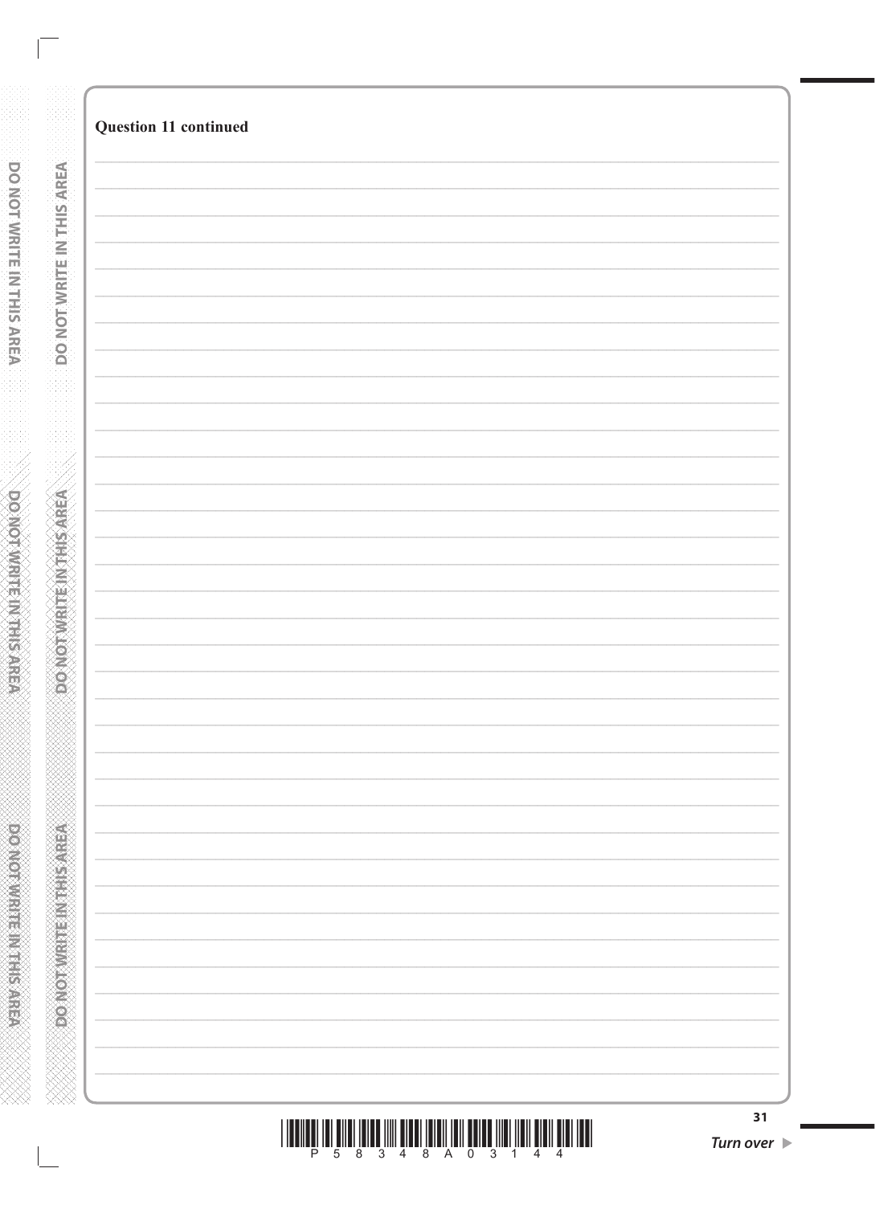**Question 11 continued**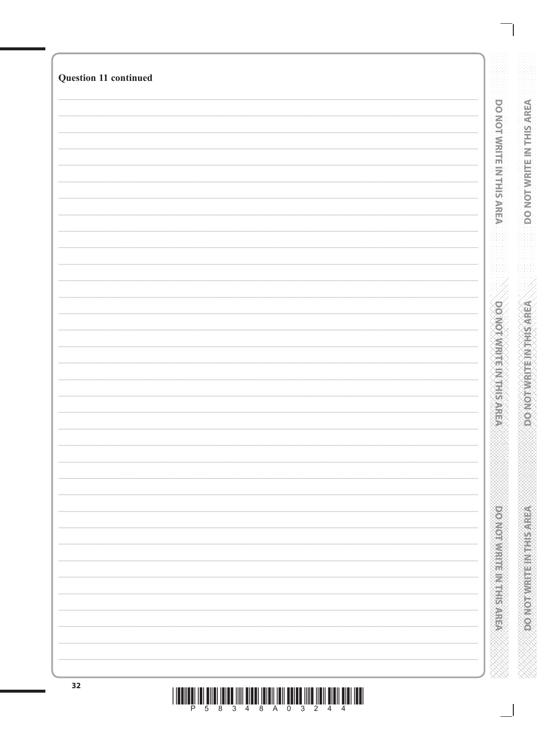**Question 11 continued**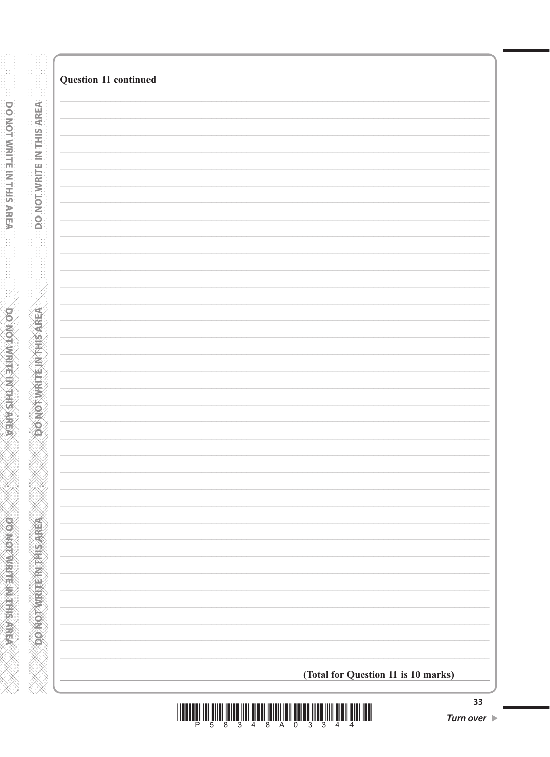**Question 11 continued**

**(Total for Question 11 is 10 marks)**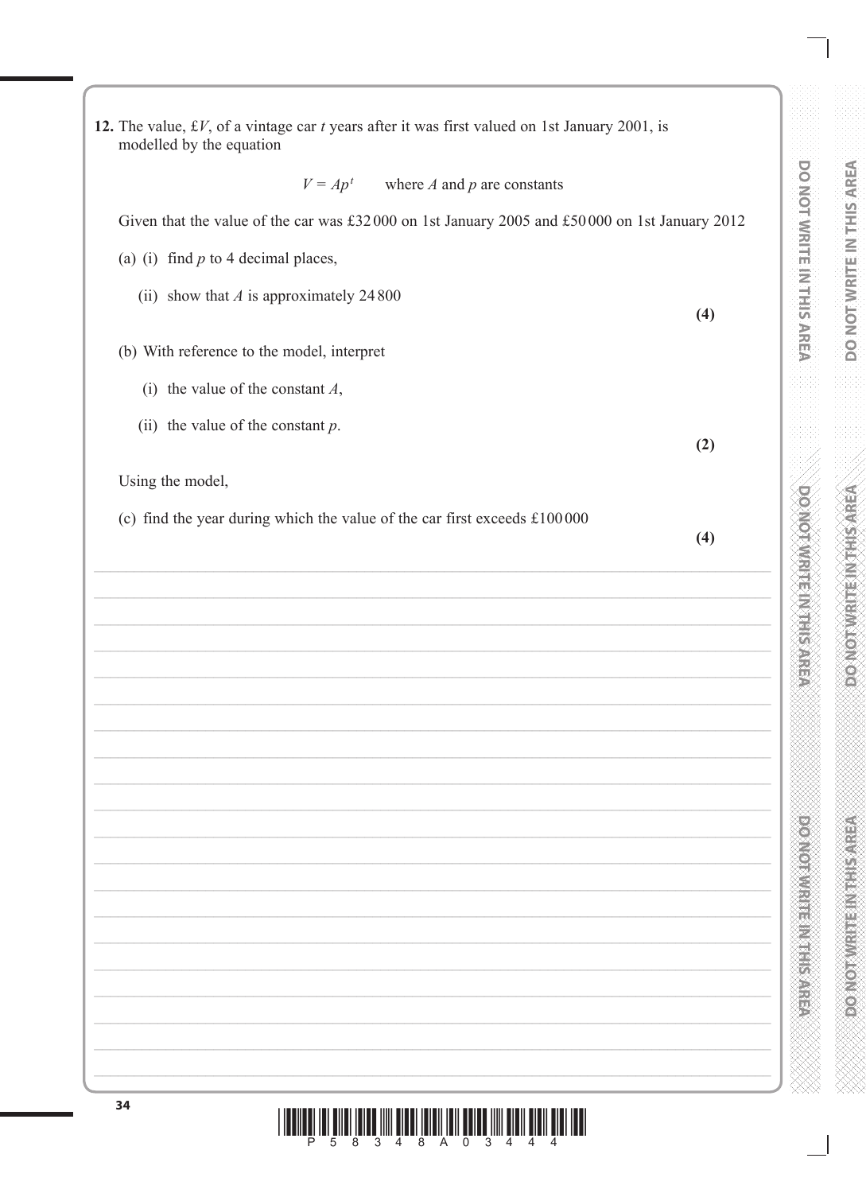**12.** The value, £$V$, of a vintage car $t$ years after it was first valued on 1st January 2001, is modelled by the equation

$$V = Ap^t \qquad \text{where } A \text{ and } p \text{ are constants}$$

Given that the value of the car was £32 000 on 1st January 2005 and £50 000 on 1st January 2012

(a) (i) find $p$ to 4 decimal places,

(ii) show that $A$ is approximately 24 800

**(4)**

(b) With reference to the model, interpret

(i) the value of the constant $A$,

(ii) the value of the constant $p$.

**(2)**

Using the model,

(c) find the year during which the value of the car first exceeds £100 000

**(4)**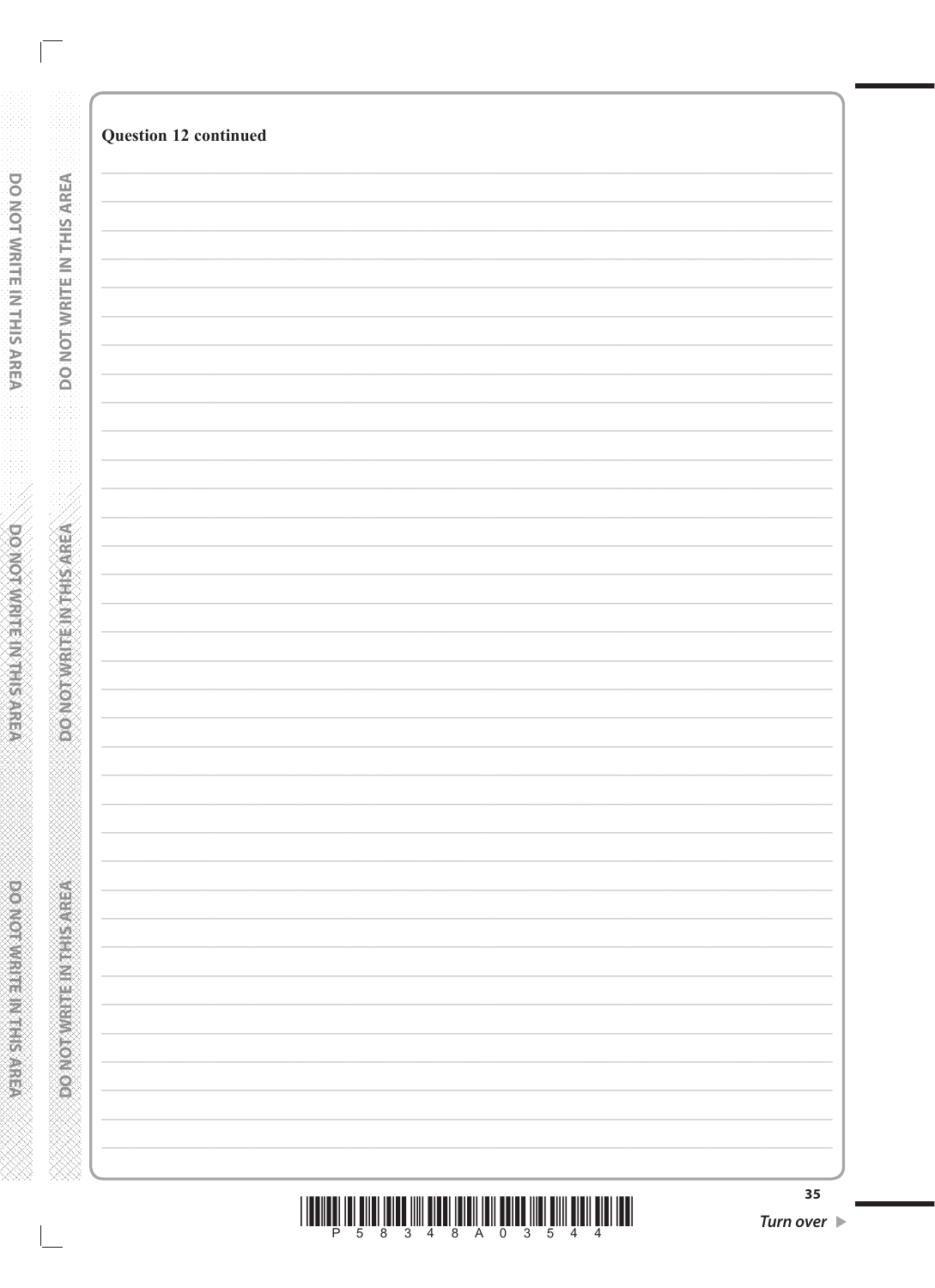**Question 12 continued**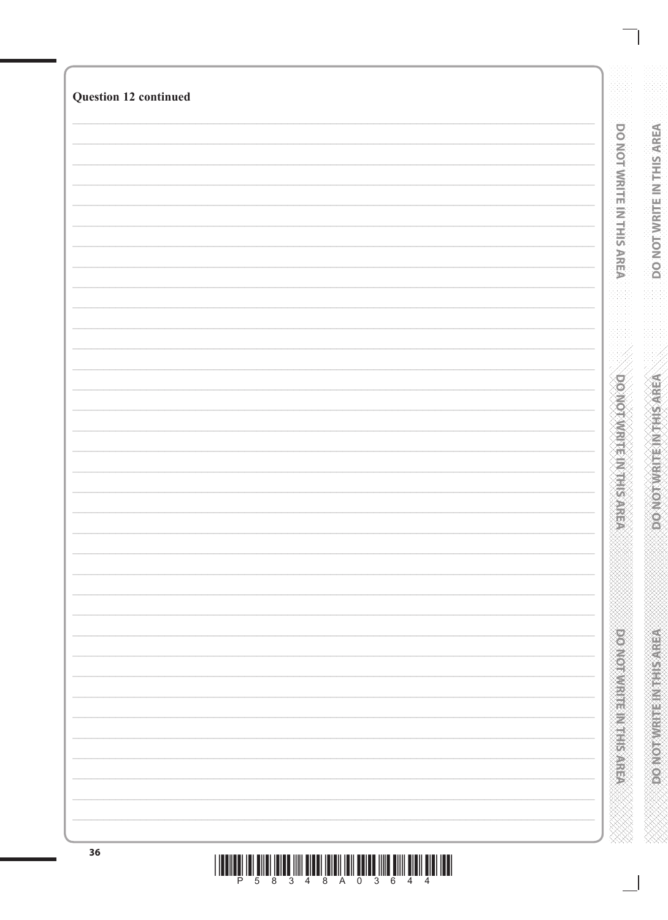**Question 12 continued**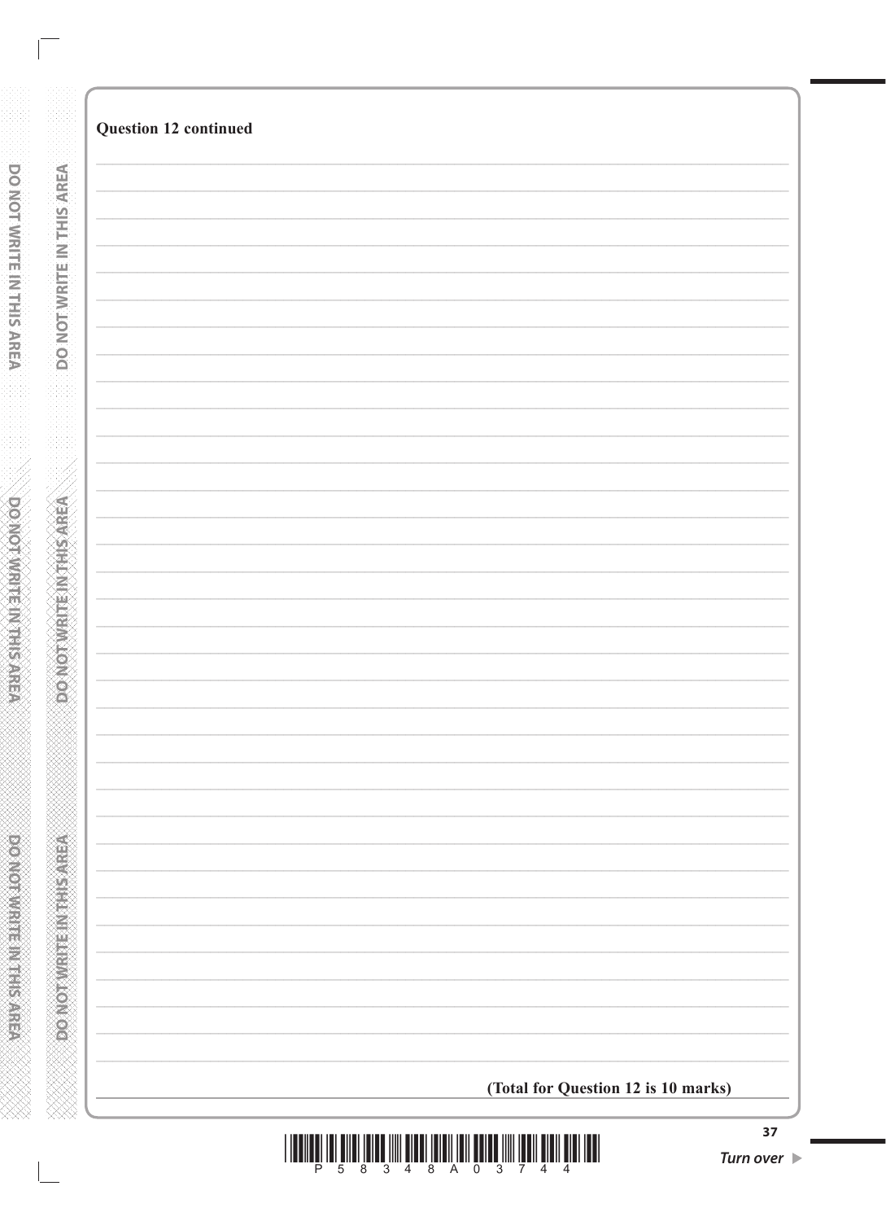**Question 12 continued**

**(Total for Question 12 is 10 marks)**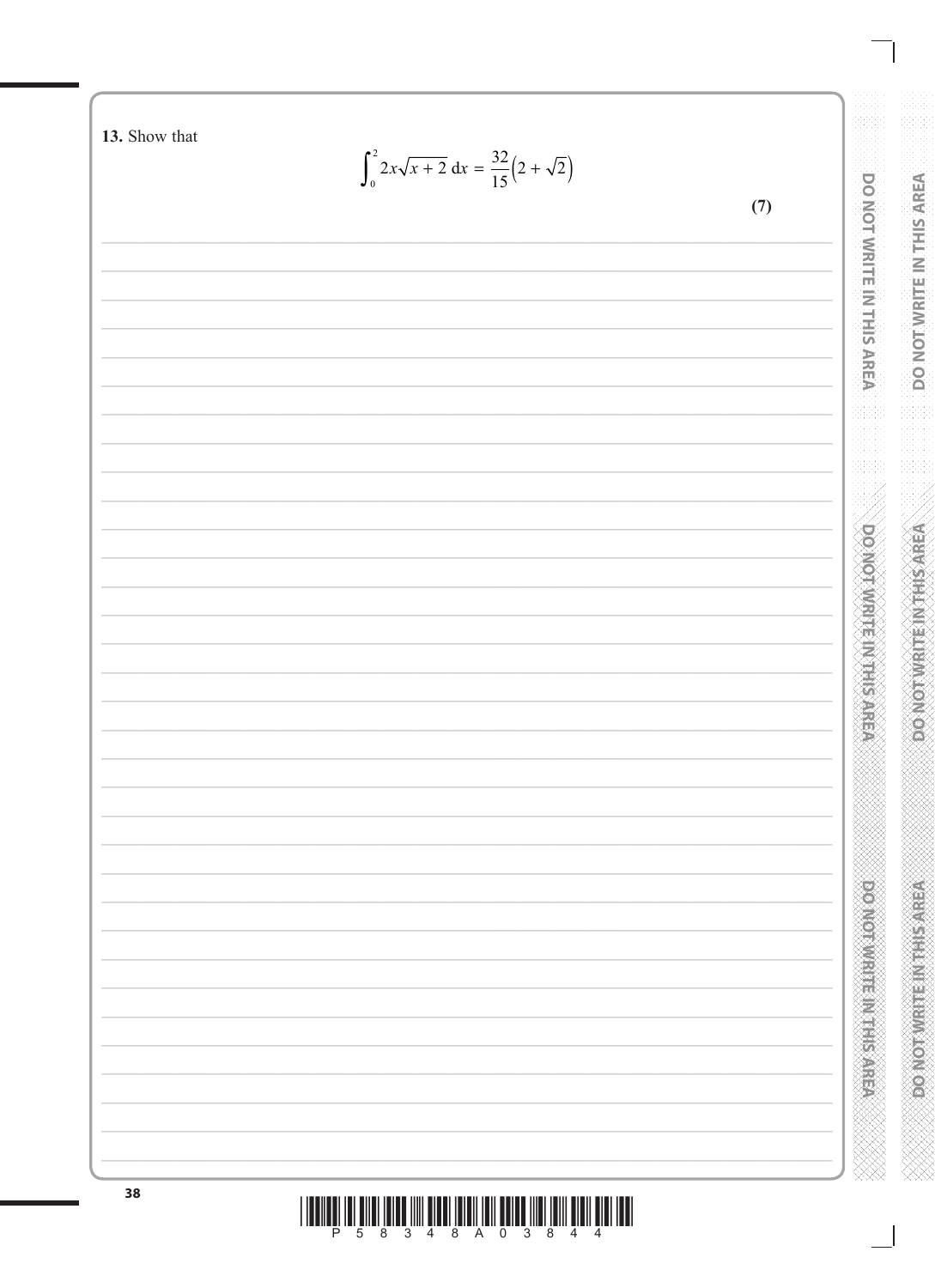**13.** Show that

$$\int_0^2 2x\sqrt{x+2}\,dx = \frac{32}{15}\left(2+\sqrt{2}\right)$$

**(7)**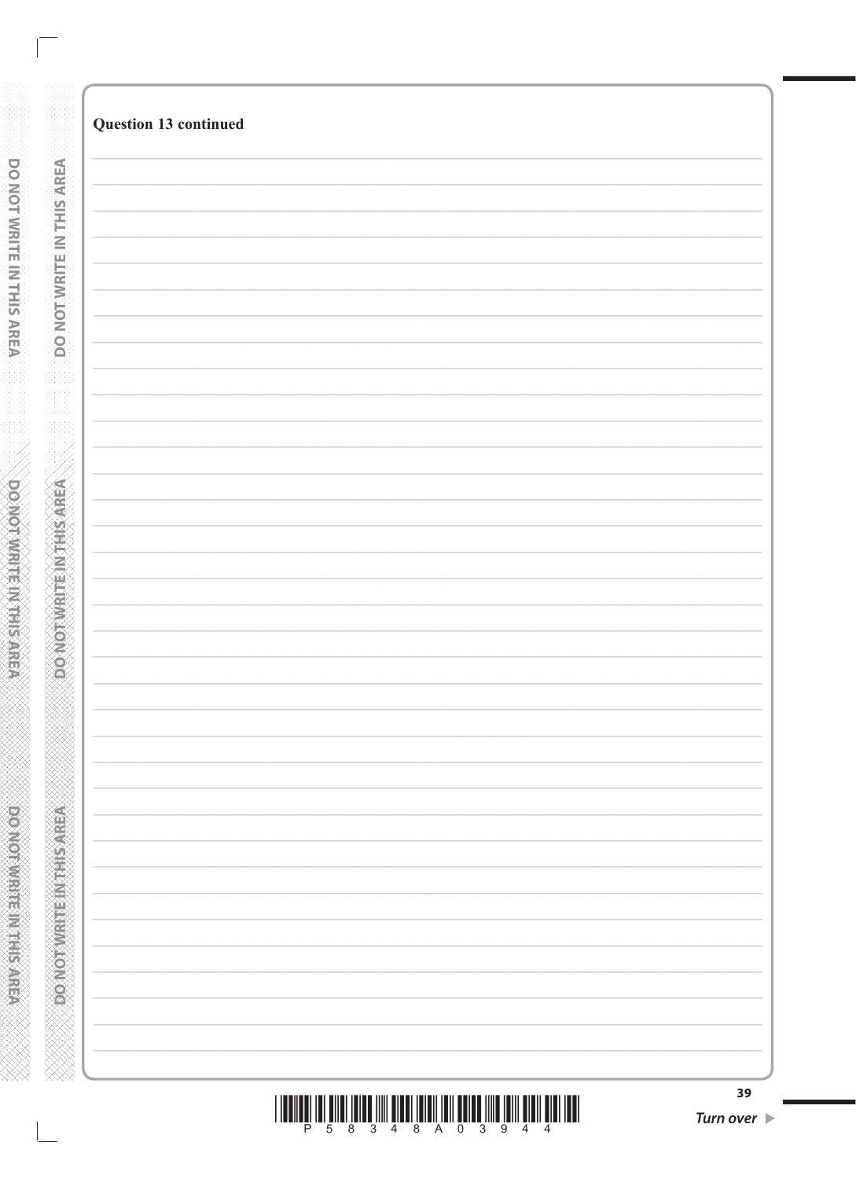**Question 13 continued**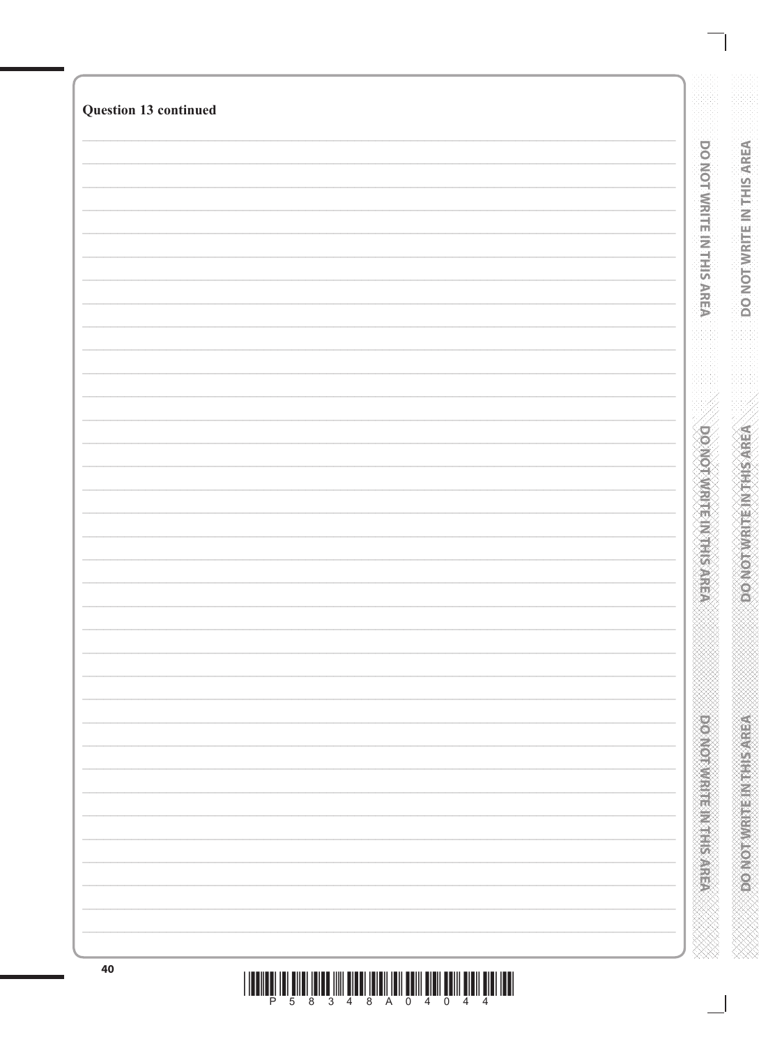**Question 13 continued**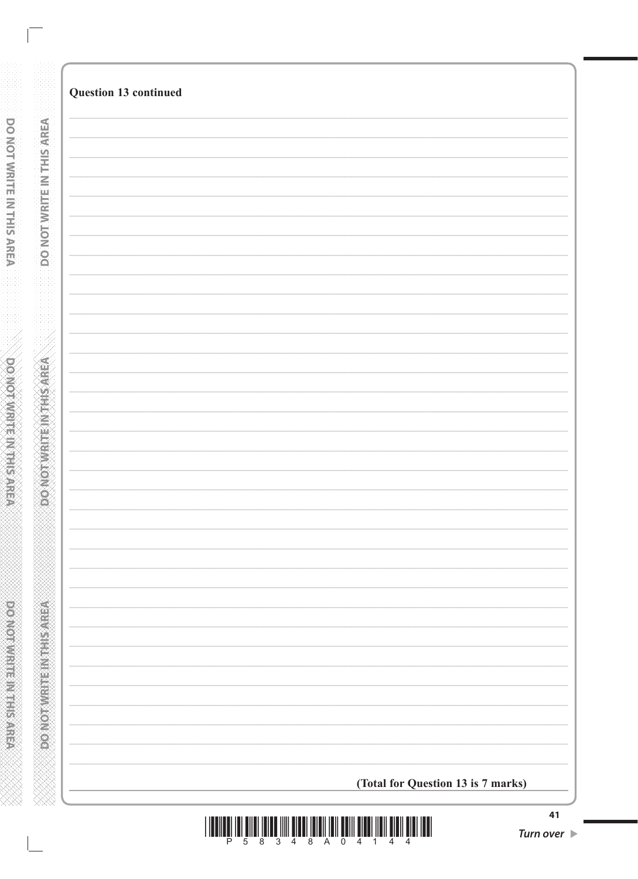**Question 13 continued**

**(Total for Question 13 is 7 marks)**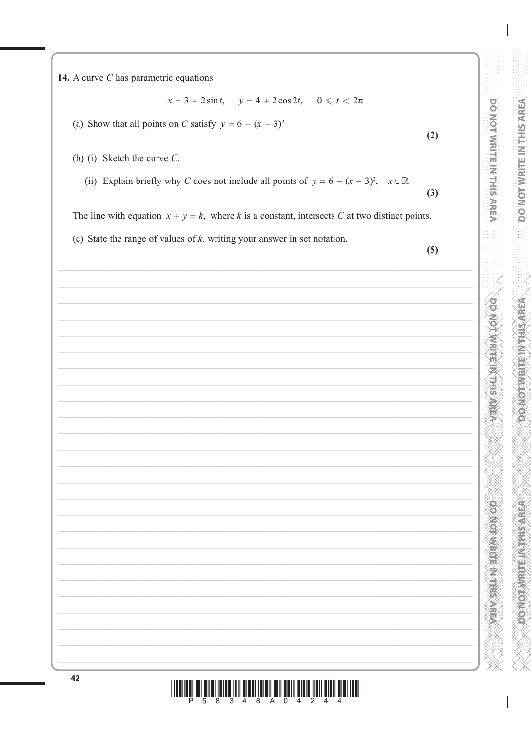**14.** A curve $C$ has parametric equations

$$x = 3 + 2\sin t, \quad y = 4 + 2\cos 2t, \quad 0 \leqslant t < 2\pi$$

(a) Show that all points on $C$ satisfy $y = 6 - (x - 3)^2$

**(2)**

(b) (i) Sketch the curve $C$.

(ii) Explain briefly why $C$ does not include all points of $y = 6 - (x - 3)^2, \quad x \in \mathbb{R}$

**(3)**

The line with equation $x + y = k$, where $k$ is a constant, intersects $C$ at two distinct points.

(c) State the range of values of $k$, writing your answer in set notation.

**(5)**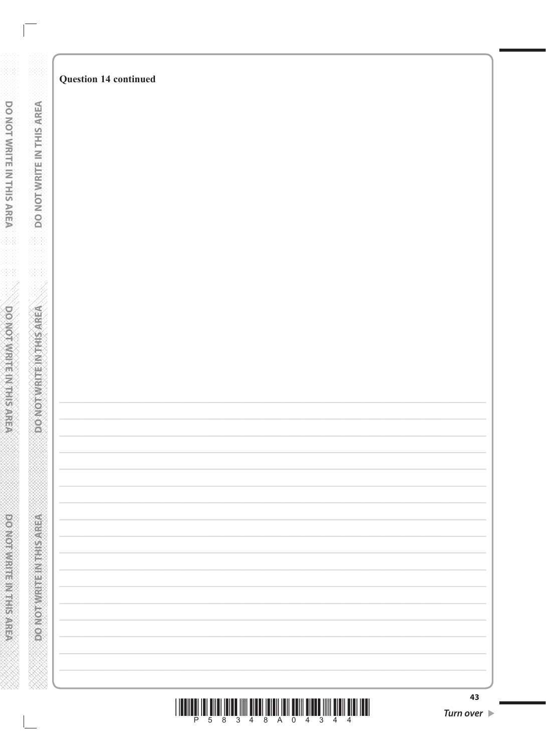**Question 14 continued**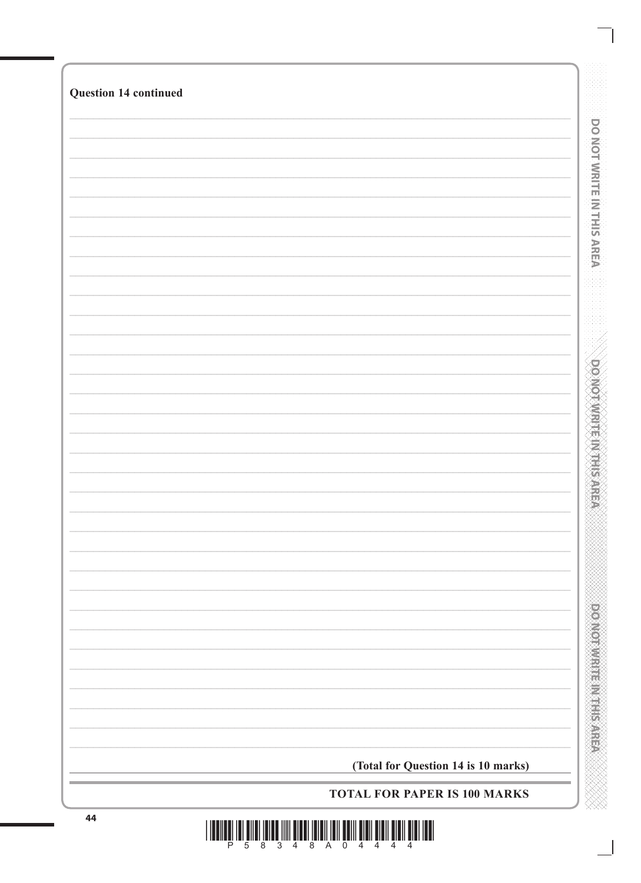**Question 14 continued**

**(Total for Question 14 is 10 marks)**

**TOTAL FOR PAPER IS 100 MARKS**